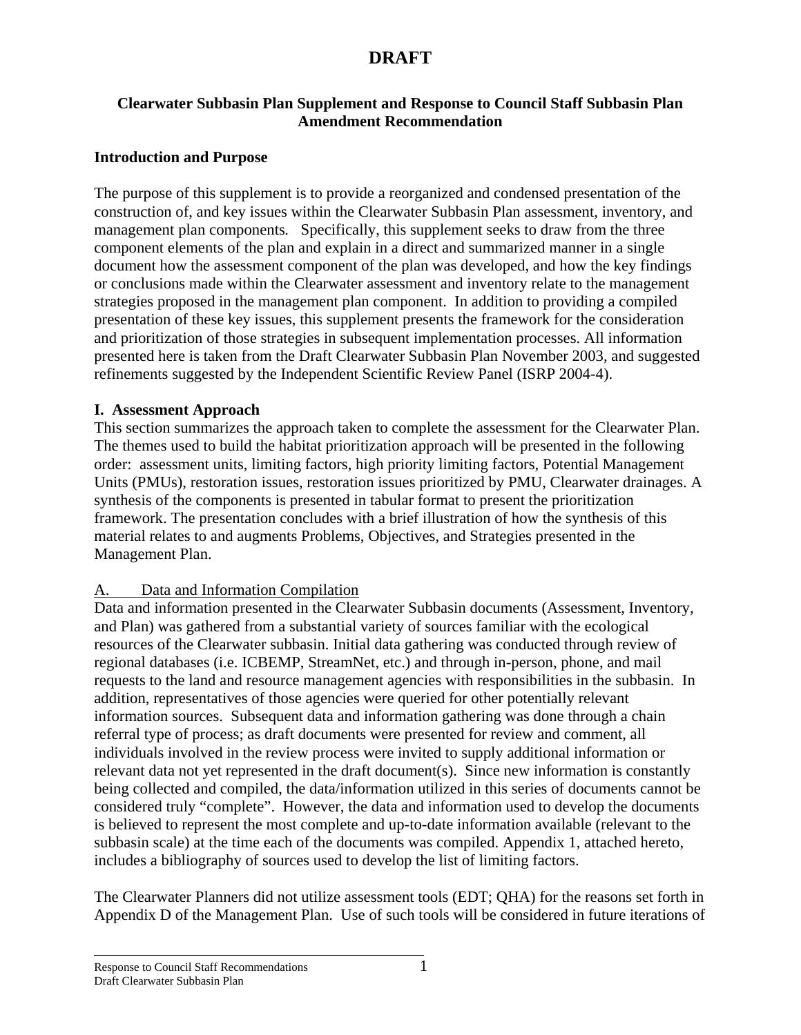# DRAFT

## Clearwater Subbasin Plan Supplement and Response to Council Staff Subbasin Plan Amendment Recommendation

### Introduction and Purpose

The purpose of this supplement is to provide a reorganized and condensed presentation of the construction of, and key issues within the Clearwater Subbasin Plan assessment, inventory, and management plan components. Specifically, this supplement seeks to draw from the three component elements of the plan and explain in a direct and summarized manner in a single document how the assessment component of the plan was developed, and how the key findings or conclusions made within the Clearwater assessment and inventory relate to the management strategies proposed in the management plan component. In addition to providing a compiled presentation of these key issues, this supplement presents the framework for the consideration and prioritization of those strategies in subsequent implementation processes. All information presented here is taken from the Draft Clearwater Subbasin Plan November 2003, and suggested refinements suggested by the Independent Scientific Review Panel (ISRP 2004-4).

### I. Assessment Approach

This section summarizes the approach taken to complete the assessment for the Clearwater Plan. The themes used to build the habitat prioritization approach will be presented in the following order: assessment units, limiting factors, high priority limiting factors, Potential Management Units (PMUs), restoration issues, restoration issues prioritized by PMU, Clearwater drainages. A synthesis of the components is presented in tabular format to present the prioritization framework. The presentation concludes with a brief illustration of how the synthesis of this material relates to and augments Problems, Objectives, and Strategies presented in the Management Plan.

#### A. Data and Information Compilation

Data and information presented in the Clearwater Subbasin documents (Assessment, Inventory, and Plan) was gathered from a substantial variety of sources familiar with the ecological resources of the Clearwater subbasin. Initial data gathering was conducted through review of regional databases (i.e. ICBEMP, StreamNet, etc.) and through in-person, phone, and mail requests to the land and resource management agencies with responsibilities in the subbasin. In addition, representatives of those agencies were queried for other potentially relevant information sources. Subsequent data and information gathering was done through a chain referral type of process; as draft documents were presented for review and comment, all individuals involved in the review process were invited to supply additional information or relevant data not yet represented in the draft document(s). Since new information is constantly being collected and compiled, the data/information utilized in this series of documents cannot be considered truly "complete". However, the data and information used to develop the documents is believed to represent the most complete and up-to-date information available (relevant to the subbasin scale) at the time each of the documents was compiled. Appendix 1, attached hereto, includes a bibliography of sources used to develop the list of limiting factors.

The Clearwater Planners did not utilize assessment tools (EDT; QHA) for the reasons set forth in Appendix D of the Management Plan. Use of such tools will be considered in future iterations of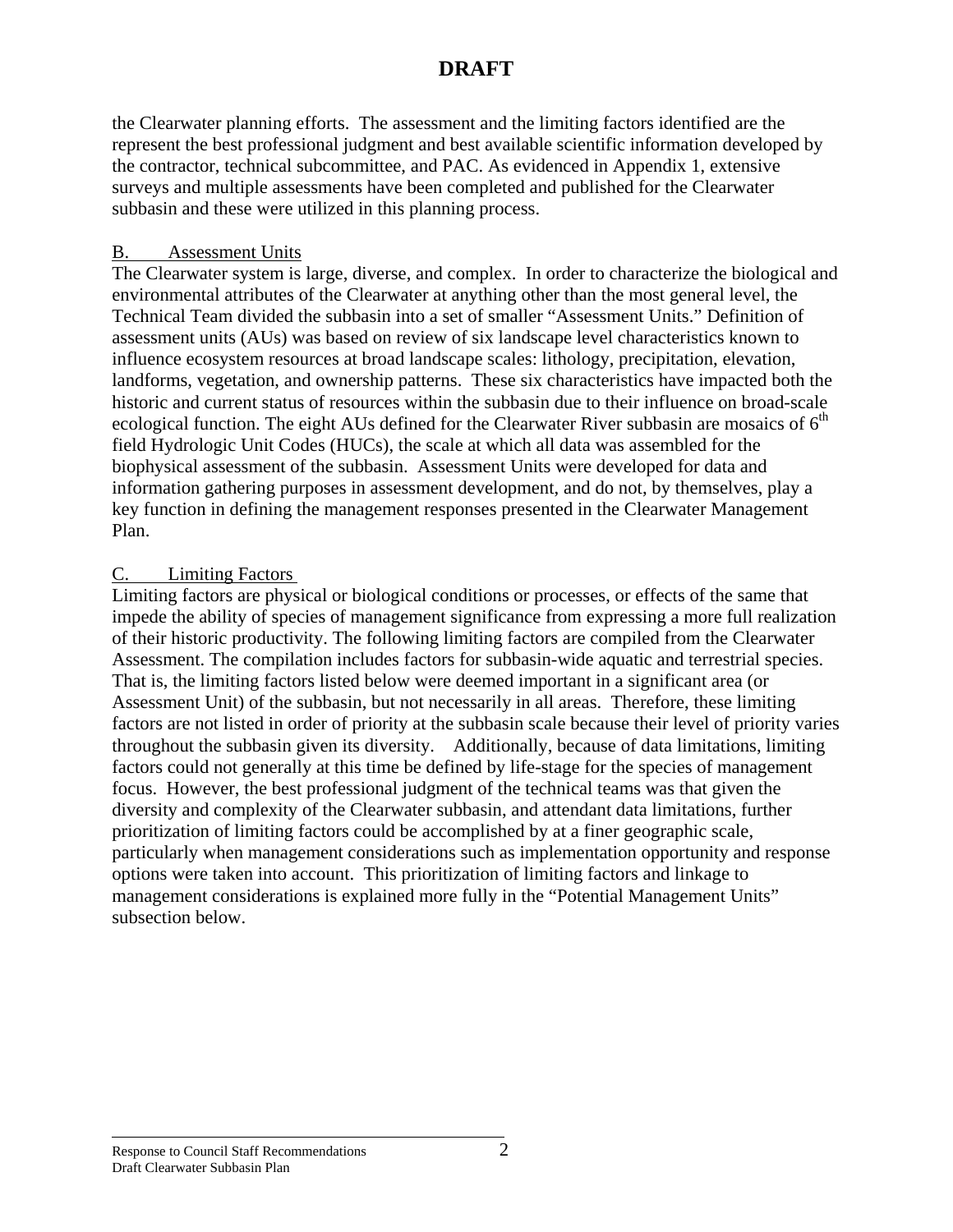# DRAFT

the Clearwater planning efforts. The assessment and the limiting factors identified are the represent the best professional judgment and best available scientific information developed by the contractor, technical subcommittee, and PAC. As evidenced in Appendix 1, extensive surveys and multiple assessments have been completed and published for the Clearwater subbasin and these were utilized in this planning process.

## B. Assessment Units

The Clearwater system is large, diverse, and complex. In order to characterize the biological and environmental attributes of the Clearwater at anything other than the most general level, the Technical Team divided the subbasin into a set of smaller "Assessment Units." Definition of assessment units (AUs) was based on review of six landscape level characteristics known to influence ecosystem resources at broad landscape scales: lithology, precipitation, elevation, landforms, vegetation, and ownership patterns. These six characteristics have impacted both the historic and current status of resources within the subbasin due to their influence on broad-scale ecological function. The eight AUs defined for the Clearwater River subbasin are mosaics of $6^{th}$ field Hydrologic Unit Codes (HUCs), the scale at which all data was assembled for the biophysical assessment of the subbasin. Assessment Units were developed for data and information gathering purposes in assessment development, and do not, by themselves, play a key function in defining the management responses presented in the Clearwater Management Plan.

## C. Limiting Factors

Limiting factors are physical or biological conditions or processes, or effects of the same that impede the ability of species of management significance from expressing a more full realization of their historic productivity. The following limiting factors are compiled from the Clearwater Assessment. The compilation includes factors for subbasin-wide aquatic and terrestrial species. That is, the limiting factors listed below were deemed important in a significant area (or Assessment Unit) of the subbasin, but not necessarily in all areas. Therefore, these limiting factors are not listed in order of priority at the subbasin scale because their level of priority varies throughout the subbasin given its diversity. Additionally, because of data limitations, limiting factors could not generally at this time be defined by life-stage for the species of management focus. However, the best professional judgment of the technical teams was that given the diversity and complexity of the Clearwater subbasin, and attendant data limitations, further prioritization of limiting factors could be accomplished by at a finer geographic scale, particularly when management considerations such as implementation opportunity and response options were taken into account. This prioritization of limiting factors and linkage to management considerations is explained more fully in the "Potential Management Units" subsection below.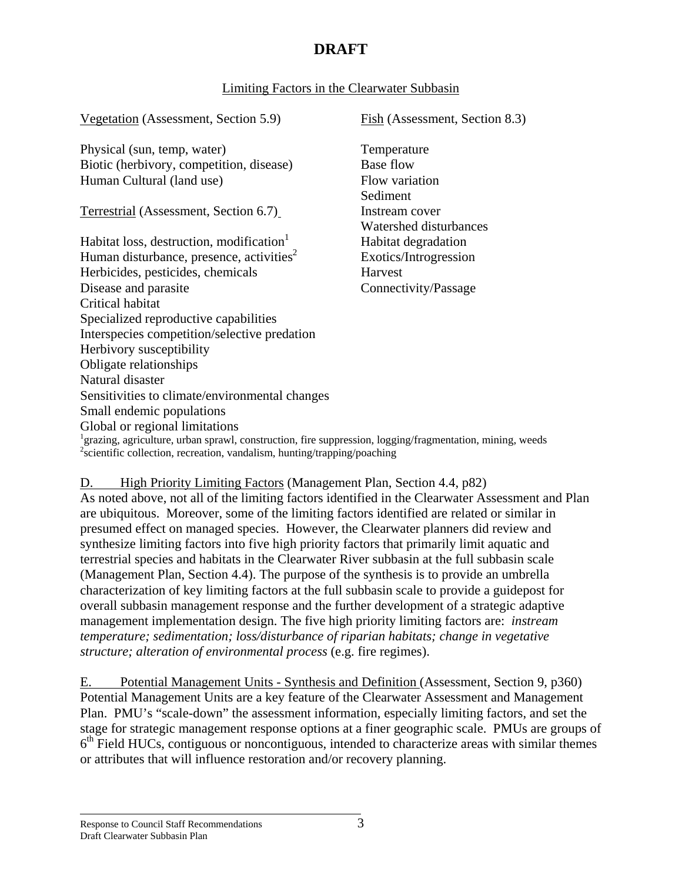# DRAFT

Limiting Factors in the Clearwater Subbasin

Vegetation (Assessment, Section 5.9)

Physical (sun, temp, water)
Biotic (herbivory, competition, disease)
Human Cultural (land use)

Terrestrial (Assessment, Section 6.7)

Habitat loss, destruction, modification[1]
Human disturbance, presence, activities[2]
Herbicides, pesticides, chemicals
Disease and parasite
Critical habitat
Specialized reproductive capabilities
Interspecies competition/selective predation
Herbivory susceptibility
Obligate relationships
Natural disaster
Sensitivities to climate/environmental changes
Small endemic populations
Global or regional limitations

[1]grazing, agriculture, urban sprawl, construction, fire suppression, logging/fragmentation, mining, weeds
[2]scientific collection, recreation, vandalism, hunting/trapping/poaching

Fish (Assessment, Section 8.3)

Temperature
Base flow
Flow variation
Sediment
Instream cover
Watershed disturbances
Habitat degradation
Exotics/Introgression
Harvest
Connectivity/Passage

D. High Priority Limiting Factors (Management Plan, Section 4.4, p82)
As noted above, not all of the limiting factors identified in the Clearwater Assessment and Plan are ubiquitous. Moreover, some of the limiting factors identified are related or similar in presumed effect on managed species. However, the Clearwater planners did review and synthesize limiting factors into five high priority factors that primarily limit aquatic and terrestrial species and habitats in the Clearwater River subbasin at the full subbasin scale (Management Plan, Section 4.4). The purpose of the synthesis is to provide an umbrella characterization of key limiting factors at the full subbasin scale to provide a guidepost for overall subbasin management response and the further development of a strategic adaptive management implementation design. The five high priority limiting factors are: *instream temperature; sedimentation; loss/disturbance of riparian habitats; change in vegetative structure; alteration of environmental process* (e.g. fire regimes).

E. Potential Management Units - Synthesis and Definition (Assessment, Section 9, p360)
Potential Management Units are a key feature of the Clearwater Assessment and Management Plan. PMU's "scale-down" the assessment information, especially limiting factors, and set the stage for strategic management response options at a finer geographic scale. PMUs are groups of 6th Field HUCs, contiguous or noncontiguous, intended to characterize areas with similar themes or attributes that will influence restoration and/or recovery planning.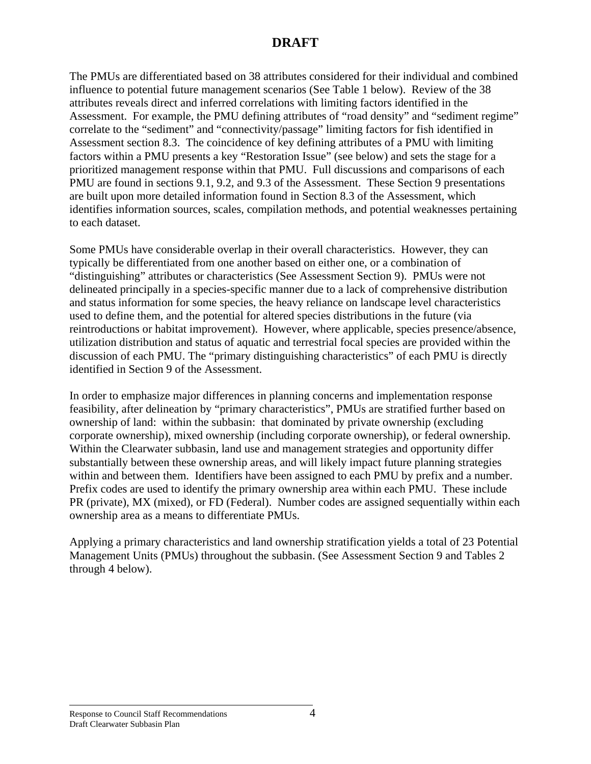The PMUs are differentiated based on 38 attributes considered for their individual and combined influence to potential future management scenarios (See Table 1 below). Review of the 38 attributes reveals direct and inferred correlations with limiting factors identified in the Assessment. For example, the PMU defining attributes of "road density" and "sediment regime" correlate to the "sediment" and "connectivity/passage" limiting factors for fish identified in Assessment section 8.3. The coincidence of key defining attributes of a PMU with limiting factors within a PMU presents a key "Restoration Issue" (see below) and sets the stage for a prioritized management response within that PMU. Full discussions and comparisons of each PMU are found in sections 9.1, 9.2, and 9.3 of the Assessment. These Section 9 presentations are built upon more detailed information found in Section 8.3 of the Assessment, which identifies information sources, scales, compilation methods, and potential weaknesses pertaining to each dataset.

Some PMUs have considerable overlap in their overall characteristics. However, they can typically be differentiated from one another based on either one, or a combination of "distinguishing" attributes or characteristics (See Assessment Section 9). PMUs were not delineated principally in a species-specific manner due to a lack of comprehensive distribution and status information for some species, the heavy reliance on landscape level characteristics used to define them, and the potential for altered species distributions in the future (via reintroductions or habitat improvement). However, where applicable, species presence/absence, utilization distribution and status of aquatic and terrestrial focal species are provided within the discussion of each PMU. The "primary distinguishing characteristics" of each PMU is directly identified in Section 9 of the Assessment.

In order to emphasize major differences in planning concerns and implementation response feasibility, after delineation by "primary characteristics", PMUs are stratified further based on ownership of land: within the subbasin: that dominated by private ownership (excluding corporate ownership), mixed ownership (including corporate ownership), or federal ownership. Within the Clearwater subbasin, land use and management strategies and opportunity differ substantially between these ownership areas, and will likely impact future planning strategies within and between them. Identifiers have been assigned to each PMU by prefix and a number. Prefix codes are used to identify the primary ownership area within each PMU. These include PR (private), MX (mixed), or FD (Federal). Number codes are assigned sequentially within each ownership area as a means to differentiate PMUs.

Applying a primary characteristics and land ownership stratification yields a total of 23 Potential Management Units (PMUs) throughout the subbasin. (See Assessment Section 9 and Tables 2 through 4 below).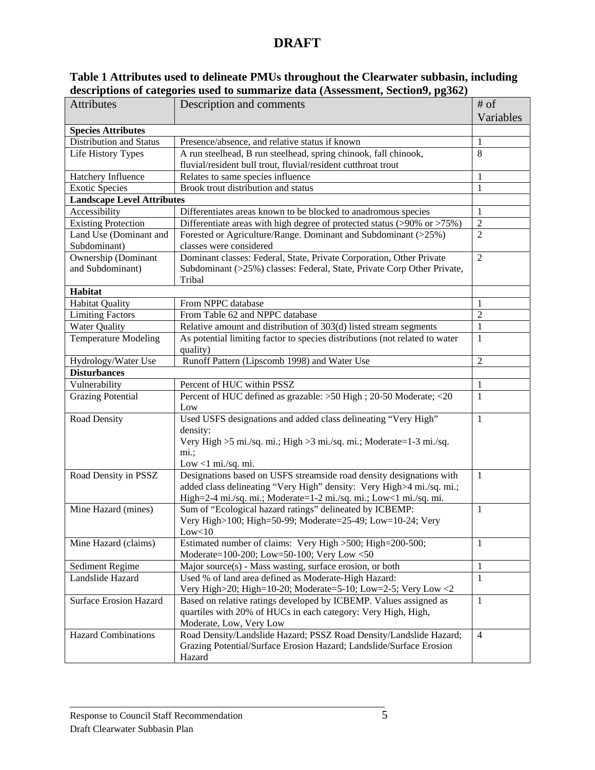# DRAFT

**Table 1 Attributes used to delineate PMUs throughout the Clearwater subbasin, including descriptions of categories used to summarize data (Assessment, Section9, pg362)**

| Attributes | Description and comments | # of Variables |
|---|---|---|
| **Species Attributes** | | |
| Distribution and Status | Presence/absence, and relative status if known | 1 |
| Life History Types | A run steelhead, B run steelhead, spring chinook, fall chinook, fluvial/resident bull trout, fluvial/resident cutthroat trout | 8 |
| Hatchery Influence | Relates to same species influence | 1 |
| Exotic Species | Brook trout distribution and status | 1 |
| **Landscape Level Attributes** | | |
| Accessibility | Differentiates areas known to be blocked to anadromous species | 1 |
| Existing Protection | Differentiate areas with high degree of protected status (>90% or >75%) | 2 |
| Land Use (Dominant and Subdominant) | Forested or Agriculture/Range. Dominant and Subdominant (>25%) classes were considered | 2 |
| Ownership (Dominant and Subdominant) | Dominant classes: Federal, State, Private Corporation, Other Private Subdominant (>25%) classes: Federal, State, Private Corp Other Private, Tribal | 2 |
| **Habitat** | | |
| Habitat Quality | From NPPC database | 1 |
| Limiting Factors | From Table 62 and NPPC database | 2 |
| Water Quality | Relative amount and distribution of 303(d) listed stream segments | 1 |
| Temperature Modeling | As potential limiting factor to species distributions (not related to water quality) | 1 |
| Hydrology/Water Use | Runoff Pattern (Lipscomb 1998) and Water Use | 2 |
| **Disturbances** | | |
| Vulnerability | Percent of HUC within PSSZ | 1 |
| Grazing Potential | Percent of HUC defined as grazable: >50 High ; 20-50 Moderate; <20 Low | 1 |
| Road Density | Used USFS designations and added class delineating "Very High" density: Very High >5 mi./sq. mi.; High >3 mi./sq. mi.; Moderate=1-3 mi./sq. mi.; Low <1 mi./sq. mi. | 1 |
| Road Density in PSSZ | Designations based on USFS streamside road density designations with added class delineating "Very High" density: Very High>4 mi./sq. mi.; High=2-4 mi./sq. mi.; Moderate=1-2 mi./sq. mi.; Low<1 mi./sq. mi. | 1 |
| Mine Hazard (mines) | Sum of "Ecological hazard ratings" delineated by ICBEMP: Very High>100; High=50-99; Moderate=25-49; Low=10-24; Very Low<10 | 1 |
| Mine Hazard (claims) | Estimated number of claims: Very High >500; High=200-500; Moderate=100-200; Low=50-100; Very Low <50 | 1 |
| Sediment Regime | Major source(s) - Mass wasting, surface erosion, or both | 1 |
| Landslide Hazard | Used % of land area defined as Moderate-High Hazard: Very High>20; High=10-20; Moderate=5-10; Low=2-5; Very Low <2 | 1 |
| Surface Erosion Hazard | Based on relative ratings developed by ICBEMP. Values assigned as quartiles with 20% of HUCs in each category: Very High, High, Moderate, Low, Very Low | 1 |
| Hazard Combinations | Road Density/Landslide Hazard; PSSZ Road Density/Landslide Hazard; Grazing Potential/Surface Erosion Hazard; Landslide/Surface Erosion Hazard | 4 |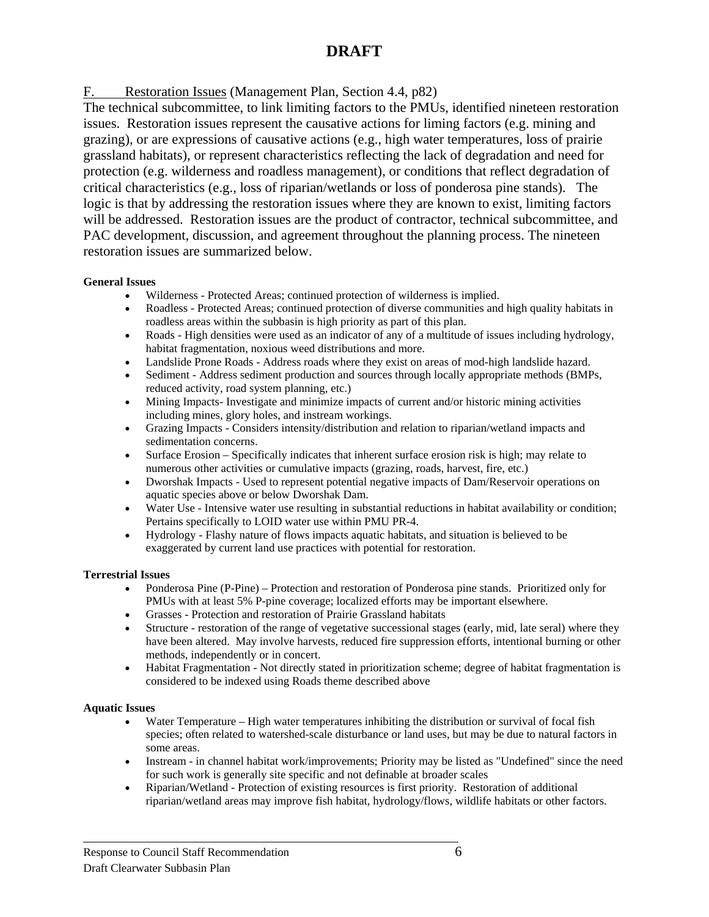# DRAFT

F. Restoration Issues (Management Plan, Section 4.4, p82)

The technical subcommittee, to link limiting factors to the PMUs, identified nineteen restoration issues. Restoration issues represent the causative actions for liming factors (e.g. mining and grazing), or are expressions of causative actions (e.g., high water temperatures, loss of prairie grassland habitats), or represent characteristics reflecting the lack of degradation and need for protection (e.g. wilderness and roadless management), or conditions that reflect degradation of critical characteristics (e.g., loss of riparian/wetlands or loss of ponderosa pine stands). The logic is that by addressing the restoration issues where they are known to exist, limiting factors will be addressed. Restoration issues are the product of contractor, technical subcommittee, and PAC development, discussion, and agreement throughout the planning process. The nineteen restoration issues are summarized below.

**General Issues**

- Wilderness - Protected Areas; continued protection of wilderness is implied.
- Roadless - Protected Areas; continued protection of diverse communities and high quality habitats in roadless areas within the subbasin is high priority as part of this plan.
- Roads - High densities were used as an indicator of any of a multitude of issues including hydrology, habitat fragmentation, noxious weed distributions and more.
- Landslide Prone Roads - Address roads where they exist on areas of mod-high landslide hazard.
- Sediment - Address sediment production and sources through locally appropriate methods (BMPs, reduced activity, road system planning, etc.)
- Mining Impacts- Investigate and minimize impacts of current and/or historic mining activities including mines, glory holes, and instream workings.
- Grazing Impacts - Considers intensity/distribution and relation to riparian/wetland impacts and sedimentation concerns.
- Surface Erosion – Specifically indicates that inherent surface erosion risk is high; may relate to numerous other activities or cumulative impacts (grazing, roads, harvest, fire, etc.)
- Dworshak Impacts - Used to represent potential negative impacts of Dam/Reservoir operations on aquatic species above or below Dworshak Dam.
- Water Use - Intensive water use resulting in substantial reductions in habitat availability or condition; Pertains specifically to LOID water use within PMU PR-4.
- Hydrology - Flashy nature of flows impacts aquatic habitats, and situation is believed to be exaggerated by current land use practices with potential for restoration.

**Terrestrial Issues**

- Ponderosa Pine (P-Pine) – Protection and restoration of Ponderosa pine stands. Prioritized only for PMUs with at least 5% P-pine coverage; localized efforts may be important elsewhere.
- Grasses - Protection and restoration of Prairie Grassland habitats
- Structure - restoration of the range of vegetative successional stages (early, mid, late seral) where they have been altered. May involve harvests, reduced fire suppression efforts, intentional burning or other methods, independently or in concert.
- Habitat Fragmentation - Not directly stated in prioritization scheme; degree of habitat fragmentation is considered to be indexed using Roads theme described above

**Aquatic Issues**

- Water Temperature – High water temperatures inhibiting the distribution or survival of focal fish species; often related to watershed-scale disturbance or land uses, but may be due to natural factors in some areas.
- Instream - in channel habitat work/improvements; Priority may be listed as "Undefined" since the need for such work is generally site specific and not definable at broader scales
- Riparian/Wetland - Protection of existing resources is first priority. Restoration of additional riparian/wetland areas may improve fish habitat, hydrology/flows, wildlife habitats or other factors.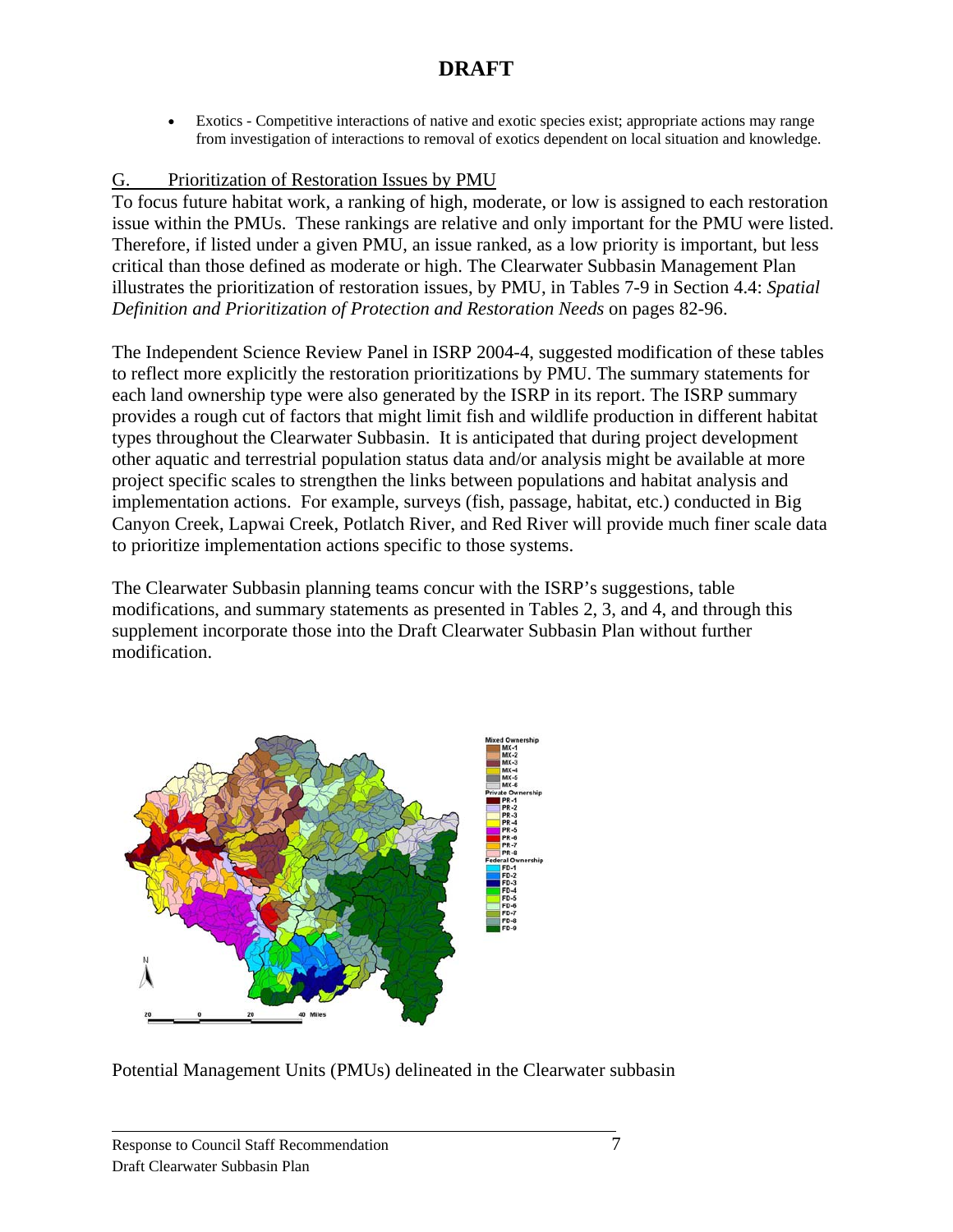# DRAFT

- Exotics - Competitive interactions of native and exotic species exist; appropriate actions may range from investigation of interactions to removal of exotics dependent on local situation and knowledge.

## G. Prioritization of Restoration Issues by PMU

To focus future habitat work, a ranking of high, moderate, or low is assigned to each restoration issue within the PMUs. These rankings are relative and only important for the PMU were listed. Therefore, if listed under a given PMU, an issue ranked, as a low priority is important, but less critical than those defined as moderate or high. The Clearwater Subbasin Management Plan illustrates the prioritization of restoration issues, by PMU, in Tables 7-9 in Section 4.4: *Spatial Definition and Prioritization of Protection and Restoration Needs* on pages 82-96.

The Independent Science Review Panel in ISRP 2004-4, suggested modification of these tables to reflect more explicitly the restoration prioritizations by PMU. The summary statements for each land ownership type were also generated by the ISRP in its report. The ISRP summary provides a rough cut of factors that might limit fish and wildlife production in different habitat types throughout the Clearwater Subbasin. It is anticipated that during project development other aquatic and terrestrial population status data and/or analysis might be available at more project specific scales to strengthen the links between populations and habitat analysis and implementation actions. For example, surveys (fish, passage, habitat, etc.) conducted in Big Canyon Creek, Lapwai Creek, Potlatch River, and Red River will provide much finer scale data to prioritize implementation actions specific to those systems.

The Clearwater Subbasin planning teams concur with the ISRP's suggestions, table modifications, and summary statements as presented in Tables 2, 3, and 4, and through this supplement incorporate those into the Draft Clearwater Subbasin Plan without further modification.

Potential Management Units (PMUs) delineated in the Clearwater subbasin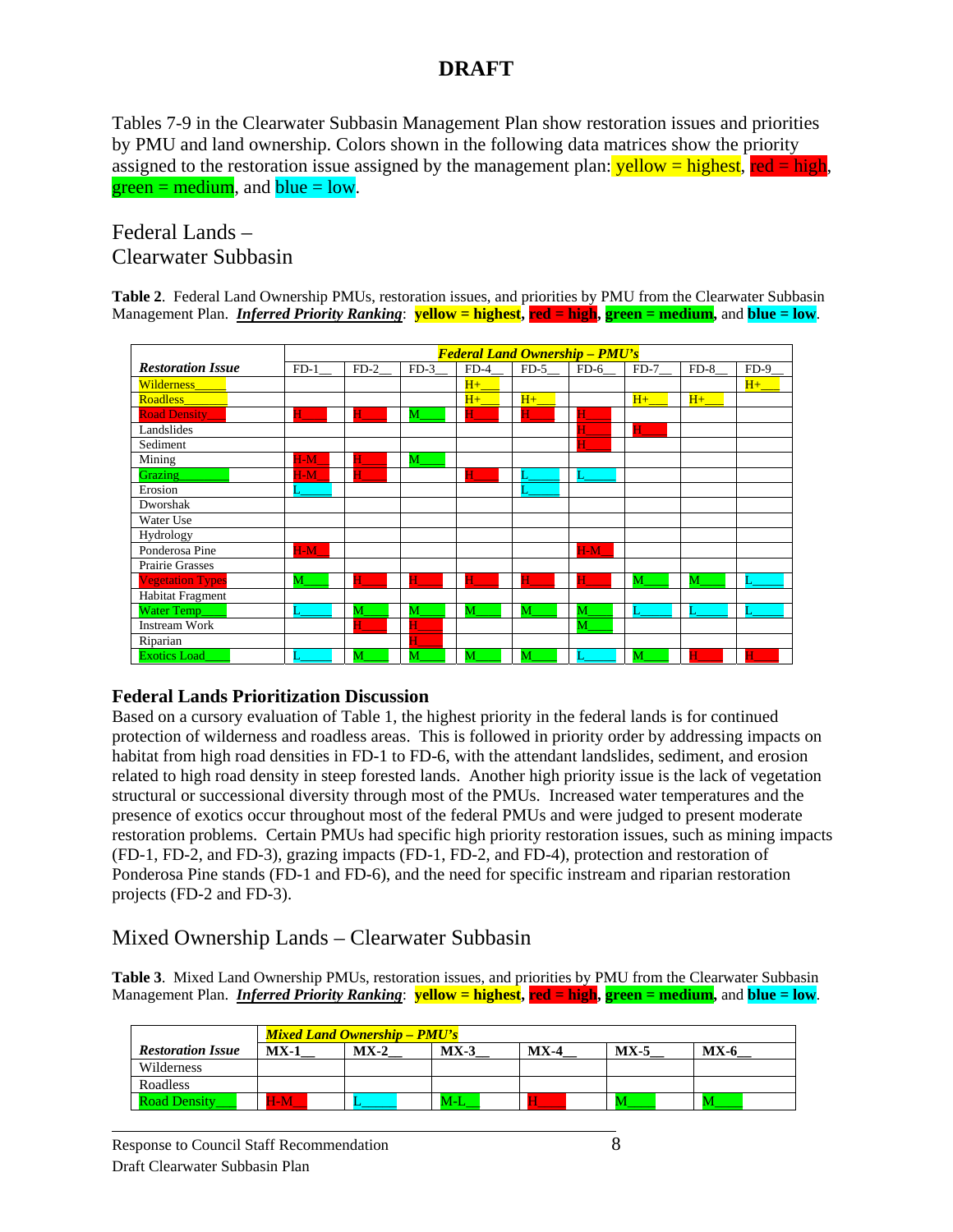DRAFT

Tables 7-9 in the Clearwater Subbasin Management Plan show restoration issues and priorities by PMU and land ownership. Colors shown in the following data matrices show the priority assigned to the restoration issue assigned by the management plan: yellow = highest, red = high, green = medium, and blue = low.

## Federal Lands – Clearwater Subbasin

**Table 2**. Federal Land Ownership PMUs, restoration issues, and priorities by PMU from the Clearwater Subbasin Management Plan. ***Inferred Priority Ranking***: **yellow = highest, red = high, green = medium,** and **blue = low**.

| *Restoration Issue* | *Federal Land Ownership – PMU's* | | | | | | | | |
|---|---|---|---|---|---|---|---|---|---|
| | FD-1__ | FD-2__ | FD-3__ | FD-4__ | FD-5__ | FD-6__ | FD-7__ | FD-8__ | FD-9__ |
| Wilderness____ | | | | H+___ | | | | | H+___ |
| Roadless____ | | | | H+___ | H+___ | | H+___ | H+___ | |
| Road Density___ | H____ | H____ | M____ | H____ | H____ | H____ | | | |
| Landslides | | | | | | H____ | H____ | | |
| Sediment | | | | | | H____ | | | |
| Mining | H-M__ | H____ | M____ | | | | | | |
| Grazing_______ | H-M__ | H____ | | H____ | L_____ | L_____ | | | |
| Erosion | L_____ | | | | L_____ | | | | |
| Dworshak | | | | | | | | | |
| Water Use | | | | | | | | | |
| Hydrology | | | | | | | | | |
| Ponderosa Pine | H-M__ | | | | | H-M__ | | | |
| Prairie Grasses | | | | | | | | | |
| Vegetation Types | M____ | H____ | H____ | H____ | H____ | H____ | M____ | M____ | L_____ |
| Habitat Fragment | | | | | | | | | |
| Water Temp____ | L_____ | M____ | M____ | M____ | M____ | M____ | L_____ | L_____ | L_____ |
| Instream Work | | H____ | H____ | | | M____ | | | |
| Riparian | | | H____ | | | | | | |
| Exotics Load____ | L_____ | M____ | M____ | M____ | M____ | L_____ | M____ | H____ | H____ |

### Federal Lands Prioritization Discussion

Based on a cursory evaluation of Table 1, the highest priority in the federal lands is for continued protection of wilderness and roadless areas. This is followed in priority order by addressing impacts on habitat from high road densities in FD-1 to FD-6, with the attendant landslides, sediment, and erosion related to high road density in steep forested lands. Another high priority issue is the lack of vegetation structural or successional diversity through most of the PMUs. Increased water temperatures and the presence of exotics occur throughout most of the federal PMUs and were judged to present moderate restoration problems. Certain PMUs had specific high priority restoration issues, such as mining impacts (FD-1, FD-2, and FD-3), grazing impacts (FD-1, FD-2, and FD-4), protection and restoration of Ponderosa Pine stands (FD-1 and FD-6), and the need for specific instream and riparian restoration projects (FD-2 and FD-3).

## Mixed Ownership Lands – Clearwater Subbasin

**Table 3**. Mixed Land Ownership PMUs, restoration issues, and priorities by PMU from the Clearwater Subbasin Management Plan. ***Inferred Priority Ranking***: **yellow = highest, red = high, green = medium,** and **blue = low**.

| *Restoration Issue* | *Mixed Land Ownership – PMU's* | | | | | |
|---|---|---|---|---|---|---|
| | **MX-1__** | **MX-2__** | **MX-3__** | **MX-4__** | **MX-5__** | **MX-6__** |
| Wilderness | | | | | | |
| Roadless | | | | | | |
| Road Density___ | H-M__ | L_____ | M-L__ | H____ | M____ | M____ |

Response to Council Staff Recommendation
Draft Clearwater Subbasin Plan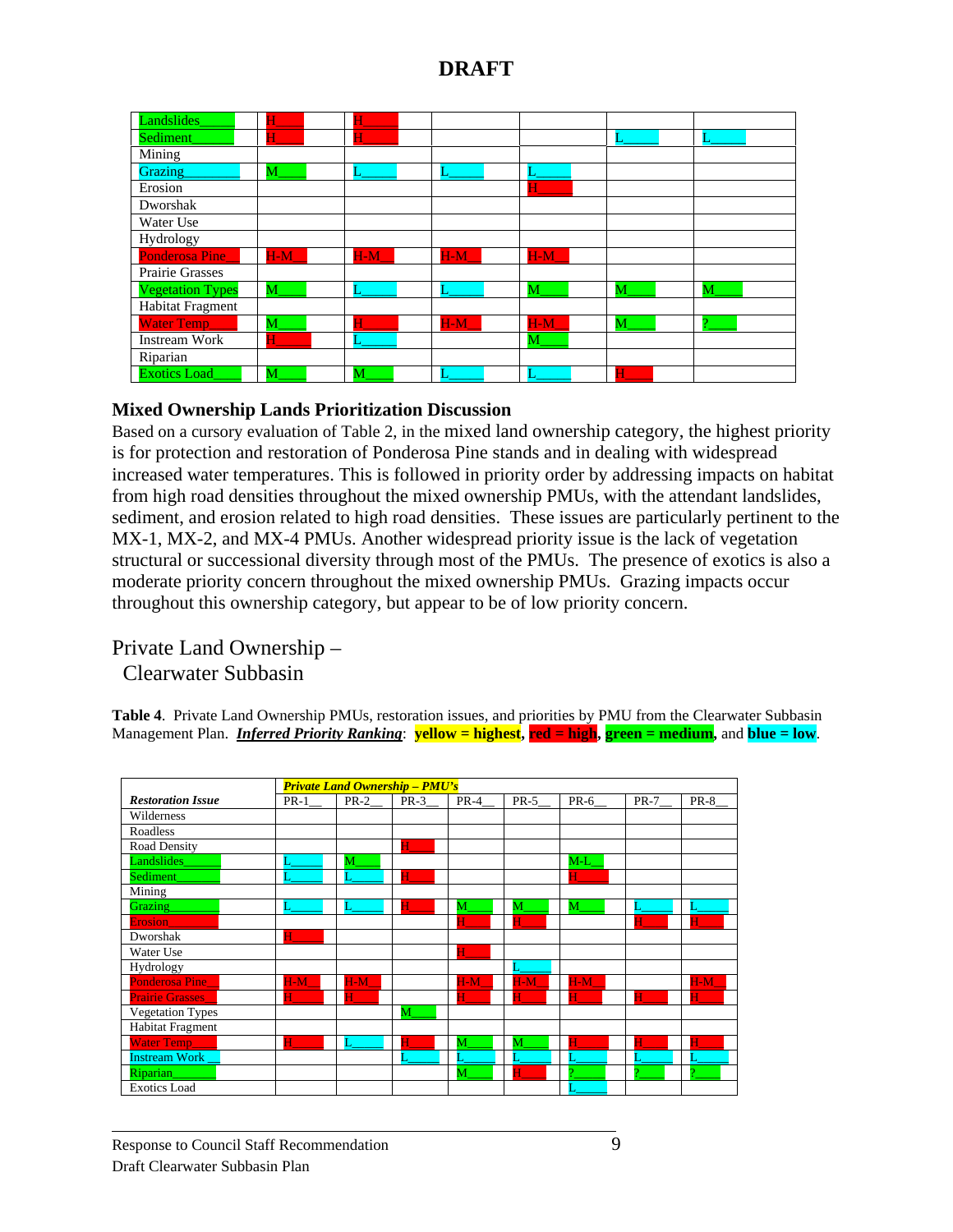# DRAFT

| | | | | | | |
|---|---|---|---|---|---|---|
| Landslides_____ | H | H | | | | |
| Sediment______ | H | H | | | L_____ | L_____ |
| Mining | | | | | | |
| Grazing________ | M | L_____ | L_____ | L_____ | | |
| Erosion | | | | H | | |
| Dworshak | | | | | | |
| Water Use | | | | | | |
| Hydrology | | | | | | |
| Ponderosa Pine__ | H-M__ | H-M__ | H-M__ | H-M__ | | |
| Prairie Grasses | | | | | | |
| Vegetation Types | M | L_____ | L_____ | M | M | M |
| Habitat Fragment | | | | | | |
| Water Temp_____ | M | H | H-M__ | H-M__ | M | ?____ |
| Instream Work | H | L_____ | | M | | |
| Riparian | | | | | | |
| Exotics Load_____ | M | M | L_____ | L_____ | H | |

## Mixed Ownership Lands Prioritization Discussion

Based on a cursory evaluation of Table 2, in the mixed land ownership category, the highest priority is for protection and restoration of Ponderosa Pine stands and in dealing with widespread increased water temperatures. This is followed in priority order by addressing impacts on habitat from high road densities throughout the mixed ownership PMUs, with the attendant landslides, sediment, and erosion related to high road densities. These issues are particularly pertinent to the MX-1, MX-2, and MX-4 PMUs. Another widespread priority issue is the lack of vegetation structural or successional diversity through most of the PMUs. The presence of exotics is also a moderate priority concern throughout the mixed ownership PMUs. Grazing impacts occur throughout this ownership category, but appear to be of low priority concern.

## Private Land Ownership – Clearwater Subbasin

**Table 4**. Private Land Ownership PMUs, restoration issues, and priorities by PMU from the Clearwater Subbasin Management Plan. ***Inferred Priority Ranking***: **yellow = highest**, **red = high**, **green = medium**, and **blue = low**.

| | ***Private Land Ownership – PMU's*** | | | | | | | |
|---|---|---|---|---|---|---|---|---|
| ***Restoration Issue*** | PR-1__ | PR-2__ | PR-3__ | PR-4__ | PR-5__ | PR-6__ | PR-7__ | PR-8__ |
| Wilderness | | | | | | | | |
| Roadless | | | | | | | | |
| Road Density | | | H | | | | | |
| Landslides_____ | L_____ | M | | | | M-L__ | | |
| Sediment_____ | L_____ | L_____ | H | | | H | | |
| Mining | | | | | | | | |
| Grazing_______ | L_____ | L_____ | H | M | M | M | L_____ | L_____ |
| Erosion_______ | | | | H | H | | H | H |
| Dworshak | H | | | | | | | |
| Water Use | | | | H | | | | |
| Hydrology | | | | | L_____ | | | |
| Ponderosa Pine__ | H-M__ | H-M__ | | H-M__ | H-M__ | H-M__ | | H-M__ |
| Prairie Grasses__ | H | H | | H | H | H | H | H |
| Vegetation Types | | | M | | | | | |
| Habitat Fragment | | | | | | | | |
| Water Temp_____ | H | L_____ | H | M | M | H | H | H |
| Instream Work__ | | | L_____ | L_____ | L_____ | L_____ | L_____ | L_____ |
| Riparian_______ | | | | M | H | ?_____ | ?_____ | ?_____ |
| Exotics Load | | | | | | L_____ | | |

Response to Council Staff Recommendation
Draft Clearwater Subbasin Plan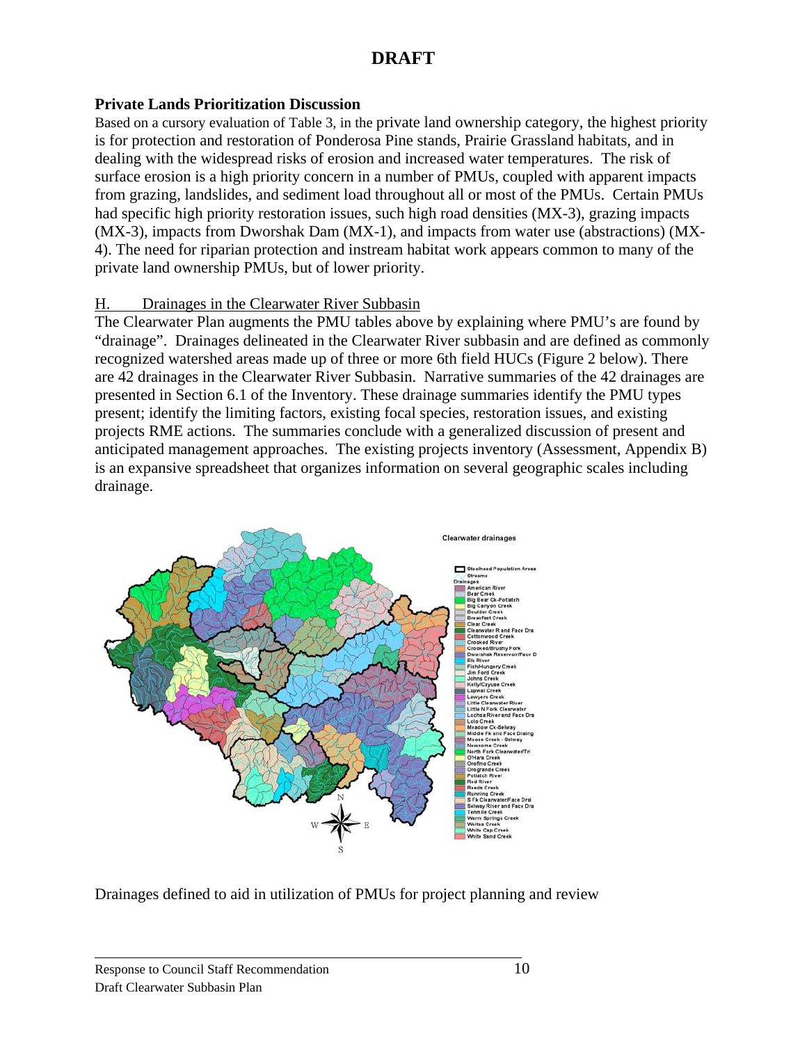**DRAFT**

**Private Lands Prioritization Discussion**

Based on a cursory evaluation of Table 3, in the private land ownership category, the highest priority is for protection and restoration of Ponderosa Pine stands, Prairie Grassland habitats, and in dealing with the widespread risks of erosion and increased water temperatures. The risk of surface erosion is a high priority concern in a number of PMUs, coupled with apparent impacts from grazing, landslides, and sediment load throughout all or most of the PMUs. Certain PMUs had specific high priority restoration issues, such high road densities (MX-3), grazing impacts (MX-3), impacts from Dworshak Dam (MX-1), and impacts from water use (abstractions) (MX-4). The need for riparian protection and instream habitat work appears common to many of the private land ownership PMUs, but of lower priority.

## H. Drainages in the Clearwater River Subbasin

The Clearwater Plan augments the PMU tables above by explaining where PMU's are found by "drainage". Drainages delineated in the Clearwater River subbasin and are defined as commonly recognized watershed areas made up of three or more 6th field HUCs (Figure 2 below). There are 42 drainages in the Clearwater River Subbasin. Narrative summaries of the 42 drainages are presented in Section 6.1 of the Inventory. These drainage summaries identify the PMU types present; identify the limiting factors, existing focal species, restoration issues, and existing projects RME actions. The summaries conclude with a generalized discussion of present and anticipated management approaches. The existing projects inventory (Assessment, Appendix B) is an expansive spreadsheet that organizes information on several geographic scales including drainage.

Drainages defined to aid in utilization of PMUs for project planning and review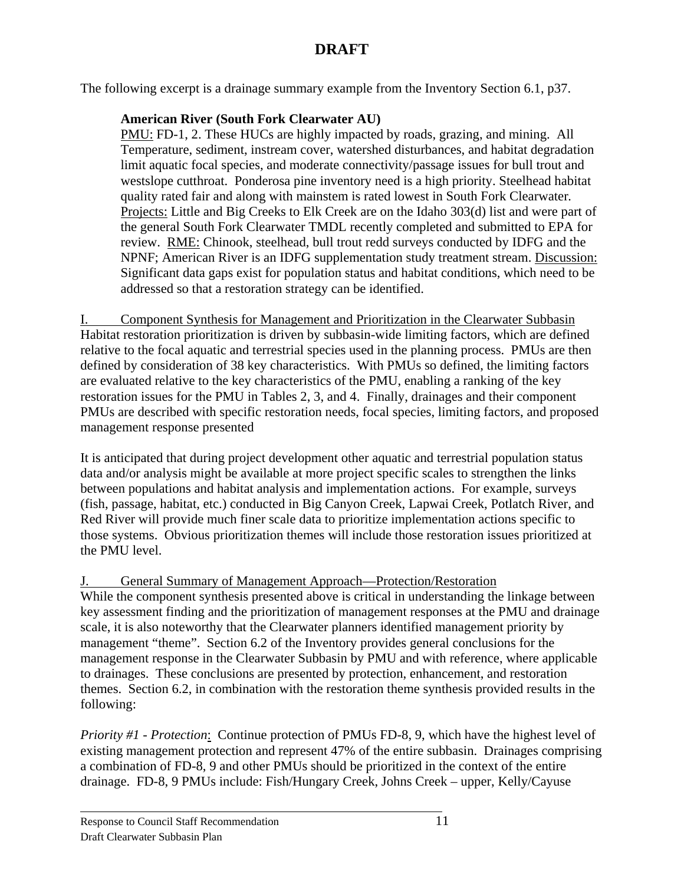**DRAFT**

The following excerpt is a drainage summary example from the Inventory Section 6.1, p37.

> **American River (South Fork Clearwater AU)**
> PMU: FD-1, 2. These HUCs are highly impacted by roads, grazing, and mining. All Temperature, sediment, instream cover, watershed disturbances, and habitat degradation limit aquatic focal species, and moderate connectivity/passage issues for bull trout and westslope cutthroat. Ponderosa pine inventory need is a high priority. Steelhead habitat quality rated fair and along with mainstem is rated lowest in South Fork Clearwater. Projects: Little and Big Creeks to Elk Creek are on the Idaho 303(d) list and were part of the general South Fork Clearwater TMDL recently completed and submitted to EPA for review. RME: Chinook, steelhead, bull trout redd surveys conducted by IDFG and the NPNF; American River is an IDFG supplementation study treatment stream. Discussion: Significant data gaps exist for population status and habitat conditions, which need to be addressed so that a restoration strategy can be identified.

## I. Component Synthesis for Management and Prioritization in the Clearwater Subbasin

Habitat restoration prioritization is driven by subbasin-wide limiting factors, which are defined relative to the focal aquatic and terrestrial species used in the planning process. PMUs are then defined by consideration of 38 key characteristics. With PMUs so defined, the limiting factors are evaluated relative to the key characteristics of the PMU, enabling a ranking of the key restoration issues for the PMU in Tables 2, 3, and 4. Finally, drainages and their component PMUs are described with specific restoration needs, focal species, limiting factors, and proposed management response presented

It is anticipated that during project development other aquatic and terrestrial population status data and/or analysis might be available at more project specific scales to strengthen the links between populations and habitat analysis and implementation actions. For example, surveys (fish, passage, habitat, etc.) conducted in Big Canyon Creek, Lapwai Creek, Potlatch River, and Red River will provide much finer scale data to prioritize implementation actions specific to those systems. Obvious prioritization themes will include those restoration issues prioritized at the PMU level.

## J. General Summary of Management Approach—Protection/Restoration

While the component synthesis presented above is critical in understanding the linkage between key assessment finding and the prioritization of management responses at the PMU and drainage scale, it is also noteworthy that the Clearwater planners identified management priority by management "theme". Section 6.2 of the Inventory provides general conclusions for the management response in the Clearwater Subbasin by PMU and with reference, where applicable to drainages. These conclusions are presented by protection, enhancement, and restoration themes. Section 6.2, in combination with the restoration theme synthesis provided results in the following:

*Priority #1 - Protection*: Continue protection of PMUs FD-8, 9, which have the highest level of existing management protection and represent 47% of the entire subbasin. Drainages comprising a combination of FD-8, 9 and other PMUs should be prioritized in the context of the entire drainage. FD-8, 9 PMUs include: Fish/Hungary Creek, Johns Creek – upper, Kelly/Cayuse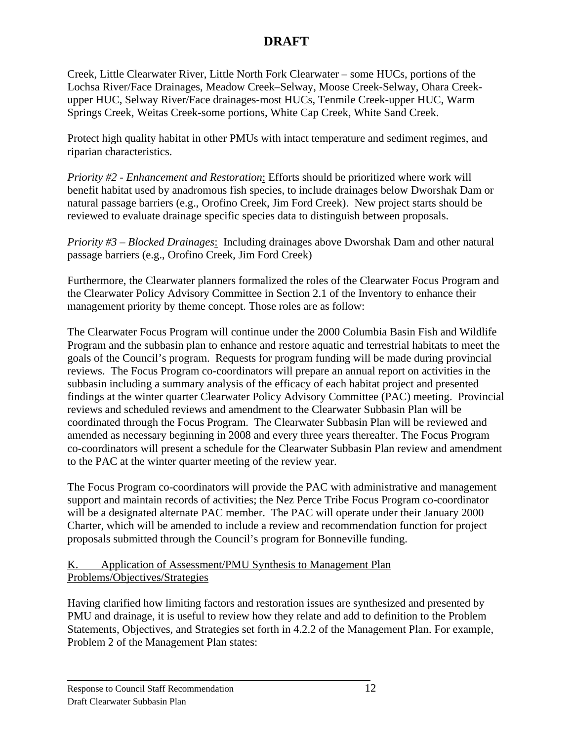# DRAFT

Creek, Little Clearwater River, Little North Fork Clearwater – some HUCs, portions of the Lochsa River/Face Drainages, Meadow Creek–Selway, Moose Creek-Selway, Ohara Creek-upper HUC, Selway River/Face drainages-most HUCs, Tenmile Creek-upper HUC, Warm Springs Creek, Weitas Creek-some portions, White Cap Creek, White Sand Creek.

Protect high quality habitat in other PMUs with intact temperature and sediment regimes, and riparian characteristics.

*Priority #2 - Enhancement and Restoration*: Efforts should be prioritized where work will benefit habitat used by anadromous fish species, to include drainages below Dworshak Dam or natural passage barriers (e.g., Orofino Creek, Jim Ford Creek). New project starts should be reviewed to evaluate drainage specific species data to distinguish between proposals.

*Priority #3 – Blocked Drainages*: Including drainages above Dworshak Dam and other natural passage barriers (e.g., Orofino Creek, Jim Ford Creek)

Furthermore, the Clearwater planners formalized the roles of the Clearwater Focus Program and the Clearwater Policy Advisory Committee in Section 2.1 of the Inventory to enhance their management priority by theme concept. Those roles are as follow:

The Clearwater Focus Program will continue under the 2000 Columbia Basin Fish and Wildlife Program and the subbasin plan to enhance and restore aquatic and terrestrial habitats to meet the goals of the Council's program. Requests for program funding will be made during provincial reviews. The Focus Program co-coordinators will prepare an annual report on activities in the subbasin including a summary analysis of the efficacy of each habitat project and presented findings at the winter quarter Clearwater Policy Advisory Committee (PAC) meeting. Provincial reviews and scheduled reviews and amendment to the Clearwater Subbasin Plan will be coordinated through the Focus Program. The Clearwater Subbasin Plan will be reviewed and amended as necessary beginning in 2008 and every three years thereafter. The Focus Program co-coordinators will present a schedule for the Clearwater Subbasin Plan review and amendment to the PAC at the winter quarter meeting of the review year.

The Focus Program co-coordinators will provide the PAC with administrative and management support and maintain records of activities; the Nez Perce Tribe Focus Program co-coordinator will be a designated alternate PAC member. The PAC will operate under their January 2000 Charter, which will be amended to include a review and recommendation function for project proposals submitted through the Council's program for Bonneville funding.

## K. Application of Assessment/PMU Synthesis to Management Plan Problems/Objectives/Strategies

Having clarified how limiting factors and restoration issues are synthesized and presented by PMU and drainage, it is useful to review how they relate and add to definition to the Problem Statements, Objectives, and Strategies set forth in 4.2.2 of the Management Plan. For example, Problem 2 of the Management Plan states: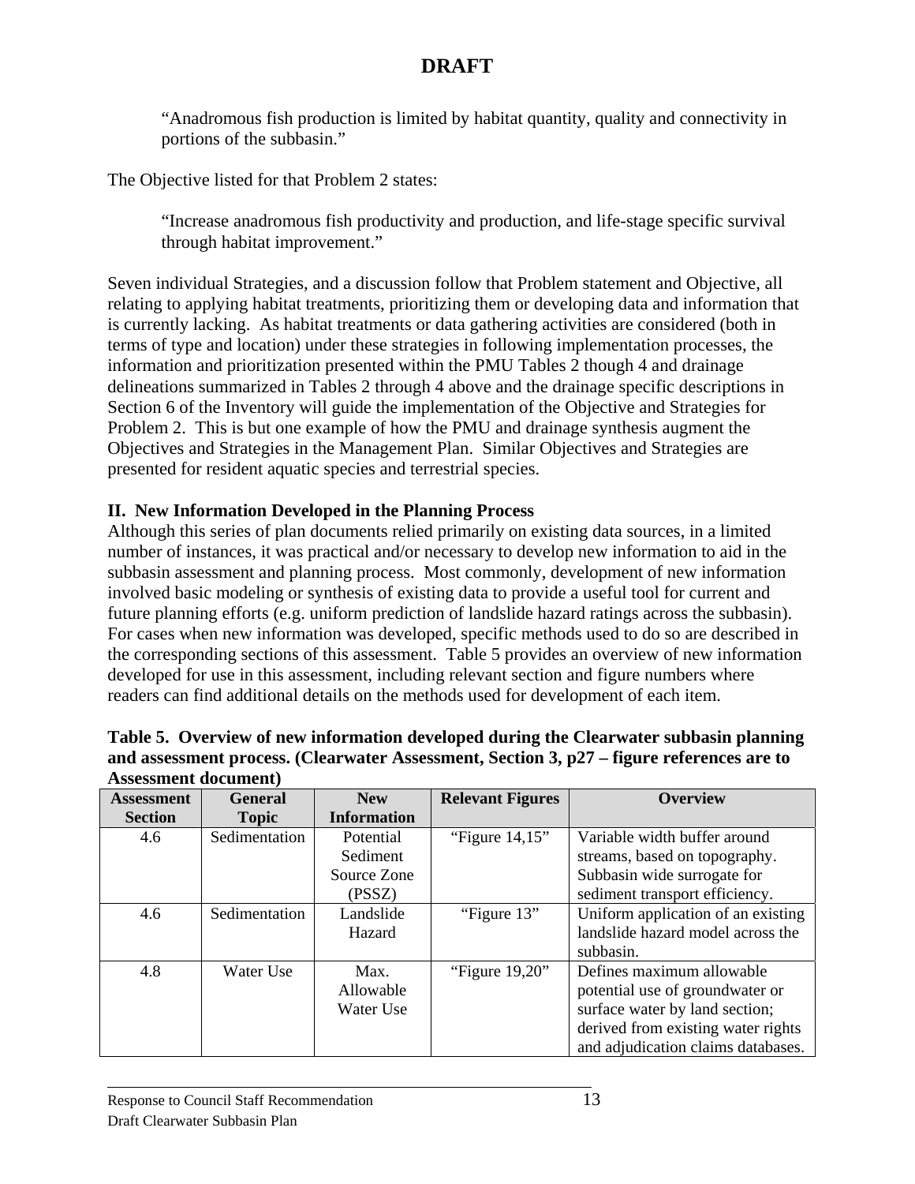# DRAFT

> "Anadromous fish production is limited by habitat quantity, quality and connectivity in portions of the subbasin."

The Objective listed for that Problem 2 states:

> "Increase anadromous fish productivity and production, and life-stage specific survival through habitat improvement."

Seven individual Strategies, and a discussion follow that Problem statement and Objective, all relating to applying habitat treatments, prioritizing them or developing data and information that is currently lacking. As habitat treatments or data gathering activities are considered (both in terms of type and location) under these strategies in following implementation processes, the information and prioritization presented within the PMU Tables 2 though 4 and drainage delineations summarized in Tables 2 through 4 above and the drainage specific descriptions in Section 6 of the Inventory will guide the implementation of the Objective and Strategies for Problem 2. This is but one example of how the PMU and drainage synthesis augment the Objectives and Strategies in the Management Plan. Similar Objectives and Strategies are presented for resident aquatic species and terrestrial species.

**II. New Information Developed in the Planning Process**

Although this series of plan documents relied primarily on existing data sources, in a limited number of instances, it was practical and/or necessary to develop new information to aid in the subbasin assessment and planning process. Most commonly, development of new information involved basic modeling or synthesis of existing data to provide a useful tool for current and future planning efforts (e.g. uniform prediction of landslide hazard ratings across the subbasin). For cases when new information was developed, specific methods used to do so are described in the corresponding sections of this assessment. Table 5 provides an overview of new information developed for use in this assessment, including relevant section and figure numbers where readers can find additional details on the methods used for development of each item.

**Table 5. Overview of new information developed during the Clearwater subbasin planning and assessment process. (Clearwater Assessment, Section 3, p27 – figure references are to Assessment document)**

| Assessment Section | General Topic | New Information | Relevant Figures | Overview |
|---|---|---|---|---|
| 4.6 | Sedimentation | Potential Sediment Source Zone (PSSZ) | "Figure 14,15" | Variable width buffer around streams, based on topography. Subbasin wide surrogate for sediment transport efficiency. |
| 4.6 | Sedimentation | Landslide Hazard | "Figure 13" | Uniform application of an existing landslide hazard model across the subbasin. |
| 4.8 | Water Use | Max. Allowable Water Use | "Figure 19,20" | Defines maximum allowable potential use of groundwater or surface water by land section; derived from existing water rights and adjudication claims databases. |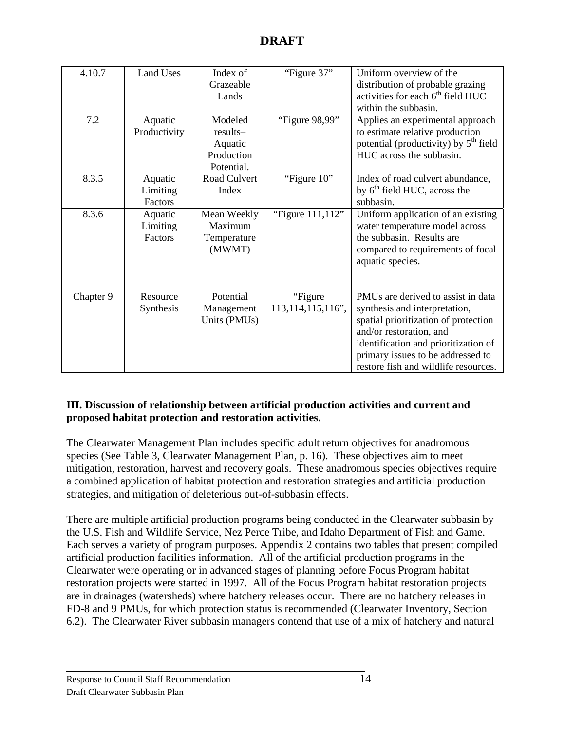# DRAFT

| 4.10.7 | Land Uses | Index of Grazeable Lands | "Figure 37" | Uniform overview of the distribution of probable grazing activities for each 6th field HUC within the subbasin. |
|---|---|---|---|---|
| 7.2 | Aquatic Productivity | Modeled results– Aquatic Production Potential. | "Figure 98,99" | Applies an experimental approach to estimate relative production potential (productivity) by 5th field HUC across the subbasin. |
| 8.3.5 | Aquatic Limiting Factors | Road Culvert Index | "Figure 10" | Index of road culvert abundance, by 6th field HUC, across the subbasin. |
| 8.3.6 | Aquatic Limiting Factors | Mean Weekly Maximum Temperature (MWMT) | "Figure 111,112" | Uniform application of an existing water temperature model across the subbasin. Results are compared to requirements of focal aquatic species. |
| Chapter 9 | Resource Synthesis | Potential Management Units (PMUs) | "Figure 113,114,115,116", | PMUs are derived to assist in data synthesis and interpretation, spatial prioritization of protection and/or restoration, and identification and prioritization of primary issues to be addressed to restore fish and wildlife resources. |

**III. Discussion of relationship between artificial production activities and current and proposed habitat protection and restoration activities.**

The Clearwater Management Plan includes specific adult return objectives for anadromous species (See Table 3, Clearwater Management Plan, p. 16). These objectives aim to meet mitigation, restoration, harvest and recovery goals. These anadromous species objectives require a combined application of habitat protection and restoration strategies and artificial production strategies, and mitigation of deleterious out-of-subbasin effects.

There are multiple artificial production programs being conducted in the Clearwater subbasin by the U.S. Fish and Wildlife Service, Nez Perce Tribe, and Idaho Department of Fish and Game. Each serves a variety of program purposes. Appendix 2 contains two tables that present compiled artificial production facilities information. All of the artificial production programs in the Clearwater were operating or in advanced stages of planning before Focus Program habitat restoration projects were started in 1997. All of the Focus Program habitat restoration projects are in drainages (watersheds) where hatchery releases occur. There are no hatchery releases in FD-8 and 9 PMUs, for which protection status is recommended (Clearwater Inventory, Section 6.2). The Clearwater River subbasin managers contend that use of a mix of hatchery and natural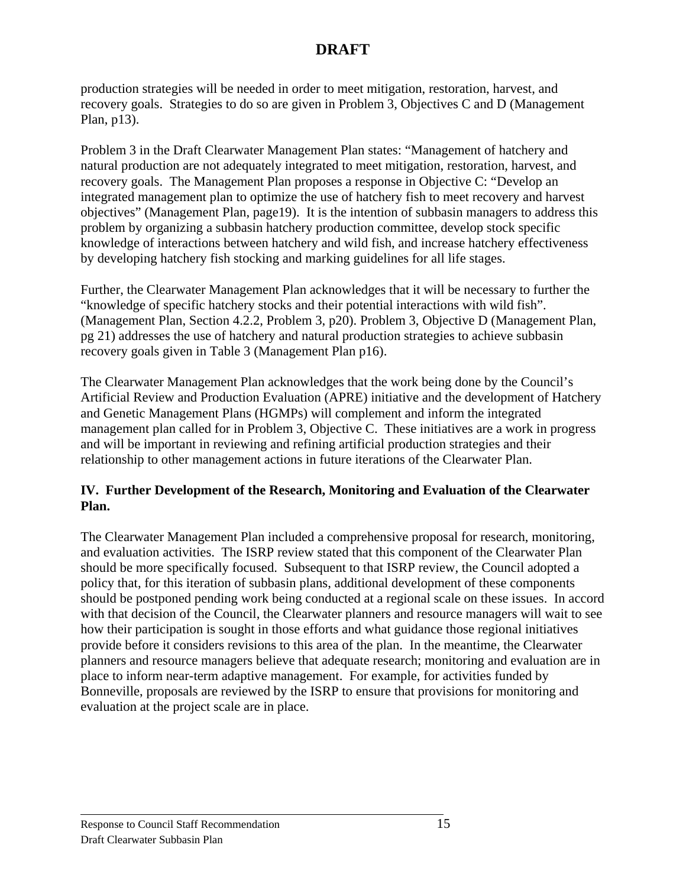production strategies will be needed in order to meet mitigation, restoration, harvest, and recovery goals. Strategies to do so are given in Problem 3, Objectives C and D (Management Plan, p13).

Problem 3 in the Draft Clearwater Management Plan states: "Management of hatchery and natural production are not adequately integrated to meet mitigation, restoration, harvest, and recovery goals. The Management Plan proposes a response in Objective C: "Develop an integrated management plan to optimize the use of hatchery fish to meet recovery and harvest objectives" (Management Plan, page19). It is the intention of subbasin managers to address this problem by organizing a subbasin hatchery production committee, develop stock specific knowledge of interactions between hatchery and wild fish, and increase hatchery effectiveness by developing hatchery fish stocking and marking guidelines for all life stages.

Further, the Clearwater Management Plan acknowledges that it will be necessary to further the "knowledge of specific hatchery stocks and their potential interactions with wild fish". (Management Plan, Section 4.2.2, Problem 3, p20). Problem 3, Objective D (Management Plan, pg 21) addresses the use of hatchery and natural production strategies to achieve subbasin recovery goals given in Table 3 (Management Plan p16).

The Clearwater Management Plan acknowledges that the work being done by the Council's Artificial Review and Production Evaluation (APRE) initiative and the development of Hatchery and Genetic Management Plans (HGMPs) will complement and inform the integrated management plan called for in Problem 3, Objective C. These initiatives are a work in progress and will be important in reviewing and refining artificial production strategies and their relationship to other management actions in future iterations of the Clearwater Plan.

## IV. Further Development of the Research, Monitoring and Evaluation of the Clearwater Plan.

The Clearwater Management Plan included a comprehensive proposal for research, monitoring, and evaluation activities. The ISRP review stated that this component of the Clearwater Plan should be more specifically focused. Subsequent to that ISRP review, the Council adopted a policy that, for this iteration of subbasin plans, additional development of these components should be postponed pending work being conducted at a regional scale on these issues. In accord with that decision of the Council, the Clearwater planners and resource managers will wait to see how their participation is sought in those efforts and what guidance those regional initiatives provide before it considers revisions to this area of the plan. In the meantime, the Clearwater planners and resource managers believe that adequate research; monitoring and evaluation are in place to inform near-term adaptive management. For example, for activities funded by Bonneville, proposals are reviewed by the ISRP to ensure that provisions for monitoring and evaluation at the project scale are in place.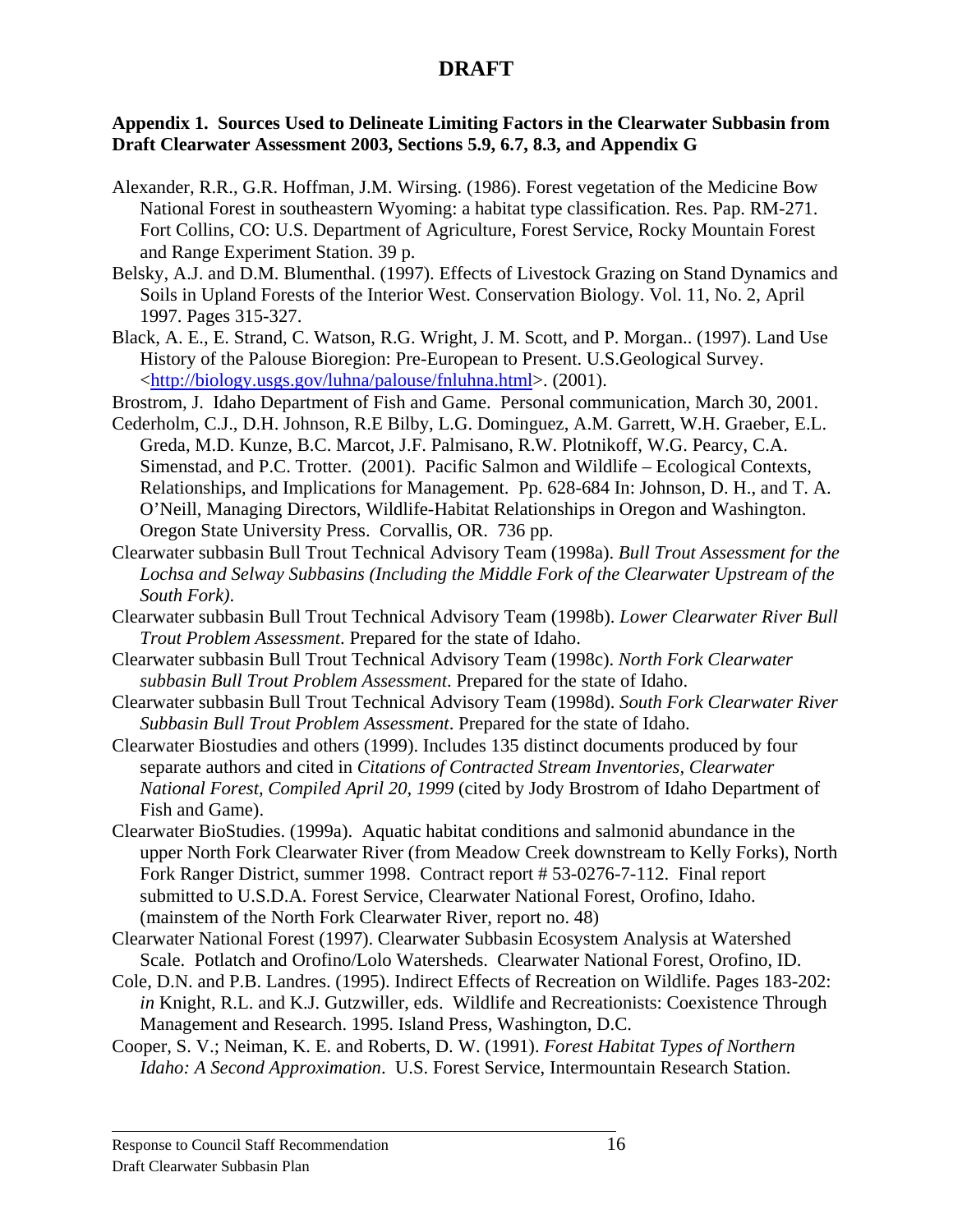# DRAFT

**Appendix 1. Sources Used to Delineate Limiting Factors in the Clearwater Subbasin from Draft Clearwater Assessment 2003, Sections 5.9, 6.7, 8.3, and Appendix G**

Alexander, R.R., G.R. Hoffman, J.M. Wirsing. (1986). Forest vegetation of the Medicine Bow National Forest in southeastern Wyoming: a habitat type classification. Res. Pap. RM-271. Fort Collins, CO: U.S. Department of Agriculture, Forest Service, Rocky Mountain Forest and Range Experiment Station. 39 p.

Belsky, A.J. and D.M. Blumenthal. (1997). Effects of Livestock Grazing on Stand Dynamics and Soils in Upland Forests of the Interior West. Conservation Biology. Vol. 11, No. 2, April 1997. Pages 315-327.

Black, A. E., E. Strand, C. Watson, R.G. Wright, J. M. Scott, and P. Morgan.. (1997). Land Use History of the Palouse Bioregion: Pre-European to Present. U.S.Geological Survey. <http://biology.usgs.gov/luhna/palouse/fnluhna.html>. (2001).

Brostrom, J. Idaho Department of Fish and Game. Personal communication, March 30, 2001.

Cederholm, C.J., D.H. Johnson, R.E Bilby, L.G. Dominguez, A.M. Garrett, W.H. Graeber, E.L. Greda, M.D. Kunze, B.C. Marcot, J.F. Palmisano, R.W. Plotnikoff, W.G. Pearcy, C.A. Simenstad, and P.C. Trotter. (2001). Pacific Salmon and Wildlife – Ecological Contexts, Relationships, and Implications for Management. Pp. 628-684 In: Johnson, D. H., and T. A. O'Neill, Managing Directors, Wildlife-Habitat Relationships in Oregon and Washington. Oregon State University Press. Corvallis, OR. 736 pp.

Clearwater subbasin Bull Trout Technical Advisory Team (1998a). *Bull Trout Assessment for the Lochsa and Selway Subbasins (Including the Middle Fork of the Clearwater Upstream of the South Fork)*.

Clearwater subbasin Bull Trout Technical Advisory Team (1998b). *Lower Clearwater River Bull Trout Problem Assessment*. Prepared for the state of Idaho.

Clearwater subbasin Bull Trout Technical Advisory Team (1998c). *North Fork Clearwater subbasin Bull Trout Problem Assessment*. Prepared for the state of Idaho.

Clearwater subbasin Bull Trout Technical Advisory Team (1998d). *South Fork Clearwater River Subbasin Bull Trout Problem Assessment*. Prepared for the state of Idaho.

Clearwater Biostudies and others (1999). Includes 135 distinct documents produced by four separate authors and cited in *Citations of Contracted Stream Inventories, Clearwater National Forest, Compiled April 20, 1999* (cited by Jody Brostrom of Idaho Department of Fish and Game).

Clearwater BioStudies. (1999a). Aquatic habitat conditions and salmonid abundance in the upper North Fork Clearwater River (from Meadow Creek downstream to Kelly Forks), North Fork Ranger District, summer 1998. Contract report # 53-0276-7-112. Final report submitted to U.S.D.A. Forest Service, Clearwater National Forest, Orofino, Idaho. (mainstem of the North Fork Clearwater River, report no. 48)

Clearwater National Forest (1997). Clearwater Subbasin Ecosystem Analysis at Watershed Scale. Potlatch and Orofino/Lolo Watersheds. Clearwater National Forest, Orofino, ID.

Cole, D.N. and P.B. Landres. (1995). Indirect Effects of Recreation on Wildlife. Pages 183-202: *in* Knight, R.L. and K.J. Gutzwiller, eds. Wildlife and Recreationists: Coexistence Through Management and Research. 1995. Island Press, Washington, D.C.

Cooper, S. V.; Neiman, K. E. and Roberts, D. W. (1991). *Forest Habitat Types of Northern Idaho: A Second Approximation*. U.S. Forest Service, Intermountain Research Station.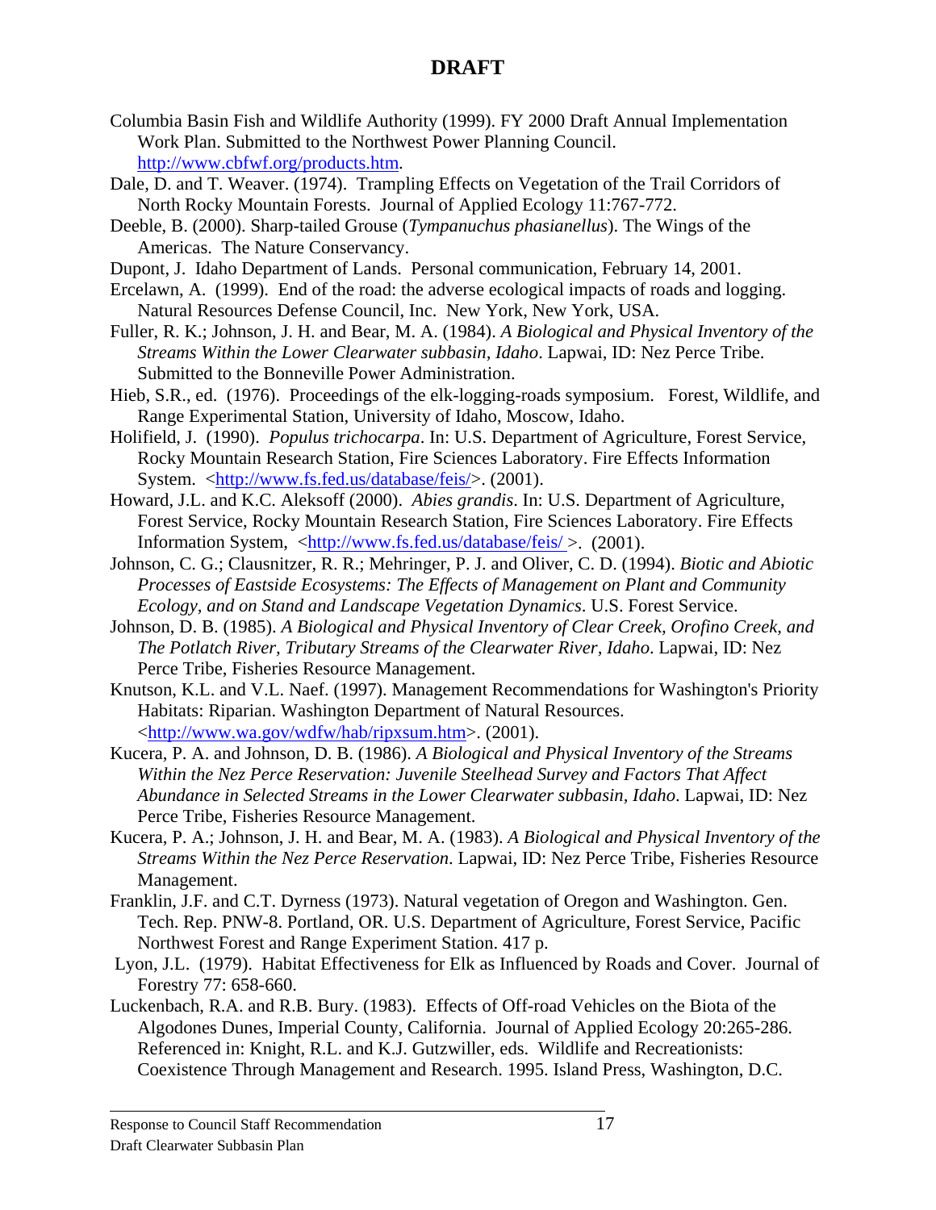Columbia Basin Fish and Wildlife Authority (1999). FY 2000 Draft Annual Implementation Work Plan. Submitted to the Northwest Power Planning Council. http://www.cbfwf.org/products.htm.

Dale, D. and T. Weaver. (1974). Trampling Effects on Vegetation of the Trail Corridors of North Rocky Mountain Forests. Journal of Applied Ecology 11:767-772.

Deeble, B. (2000). Sharp-tailed Grouse (*Tympanuchus phasianellus*). The Wings of the Americas. The Nature Conservancy.

Dupont, J. Idaho Department of Lands. Personal communication, February 14, 2001.

Ercelawn, A. (1999). End of the road: the adverse ecological impacts of roads and logging. Natural Resources Defense Council, Inc. New York, New York, USA.

Fuller, R. K.; Johnson, J. H. and Bear, M. A. (1984). *A Biological and Physical Inventory of the Streams Within the Lower Clearwater subbasin, Idaho*. Lapwai, ID: Nez Perce Tribe. Submitted to the Bonneville Power Administration.

Hieb, S.R., ed. (1976). Proceedings of the elk-logging-roads symposium. Forest, Wildlife, and Range Experimental Station, University of Idaho, Moscow, Idaho.

Holifield, J. (1990). *Populus trichocarpa*. In: U.S. Department of Agriculture, Forest Service, Rocky Mountain Research Station, Fire Sciences Laboratory. Fire Effects Information System. <http://www.fs.fed.us/database/feis/>. (2001).

Howard, J.L. and K.C. Aleksoff (2000). *Abies grandis*. In: U.S. Department of Agriculture, Forest Service, Rocky Mountain Research Station, Fire Sciences Laboratory. Fire Effects Information System, <http://www.fs.fed.us/database/feis/ >. (2001).

Johnson, C. G.; Clausnitzer, R. R.; Mehringer, P. J. and Oliver, C. D. (1994). *Biotic and Abiotic Processes of Eastside Ecosystems: The Effects of Management on Plant and Community Ecology, and on Stand and Landscape Vegetation Dynamics*. U.S. Forest Service.

Johnson, D. B. (1985). *A Biological and Physical Inventory of Clear Creek, Orofino Creek, and The Potlatch River, Tributary Streams of the Clearwater River, Idaho*. Lapwai, ID: Nez Perce Tribe, Fisheries Resource Management.

Knutson, K.L. and V.L. Naef. (1997). Management Recommendations for Washington's Priority Habitats: Riparian. Washington Department of Natural Resources. <http://www.wa.gov/wdfw/hab/ripxsum.htm>. (2001).

Kucera, P. A. and Johnson, D. B. (1986). *A Biological and Physical Inventory of the Streams Within the Nez Perce Reservation: Juvenile Steelhead Survey and Factors That Affect Abundance in Selected Streams in the Lower Clearwater subbasin, Idaho*. Lapwai, ID: Nez Perce Tribe, Fisheries Resource Management.

Kucera, P. A.; Johnson, J. H. and Bear, M. A. (1983). *A Biological and Physical Inventory of the Streams Within the Nez Perce Reservation*. Lapwai, ID: Nez Perce Tribe, Fisheries Resource Management.

Franklin, J.F. and C.T. Dyrness (1973). Natural vegetation of Oregon and Washington. Gen. Tech. Rep. PNW-8. Portland, OR. U.S. Department of Agriculture, Forest Service, Pacific Northwest Forest and Range Experiment Station. 417 p.

Lyon, J.L. (1979). Habitat Effectiveness for Elk as Influenced by Roads and Cover. Journal of Forestry 77: 658-660.

Luckenbach, R.A. and R.B. Bury. (1983). Effects of Off-road Vehicles on the Biota of the Algodones Dunes, Imperial County, California. Journal of Applied Ecology 20:265-286. Referenced in: Knight, R.L. and K.J. Gutzwiller, eds. Wildlife and Recreationists: Coexistence Through Management and Research. 1995. Island Press, Washington, D.C.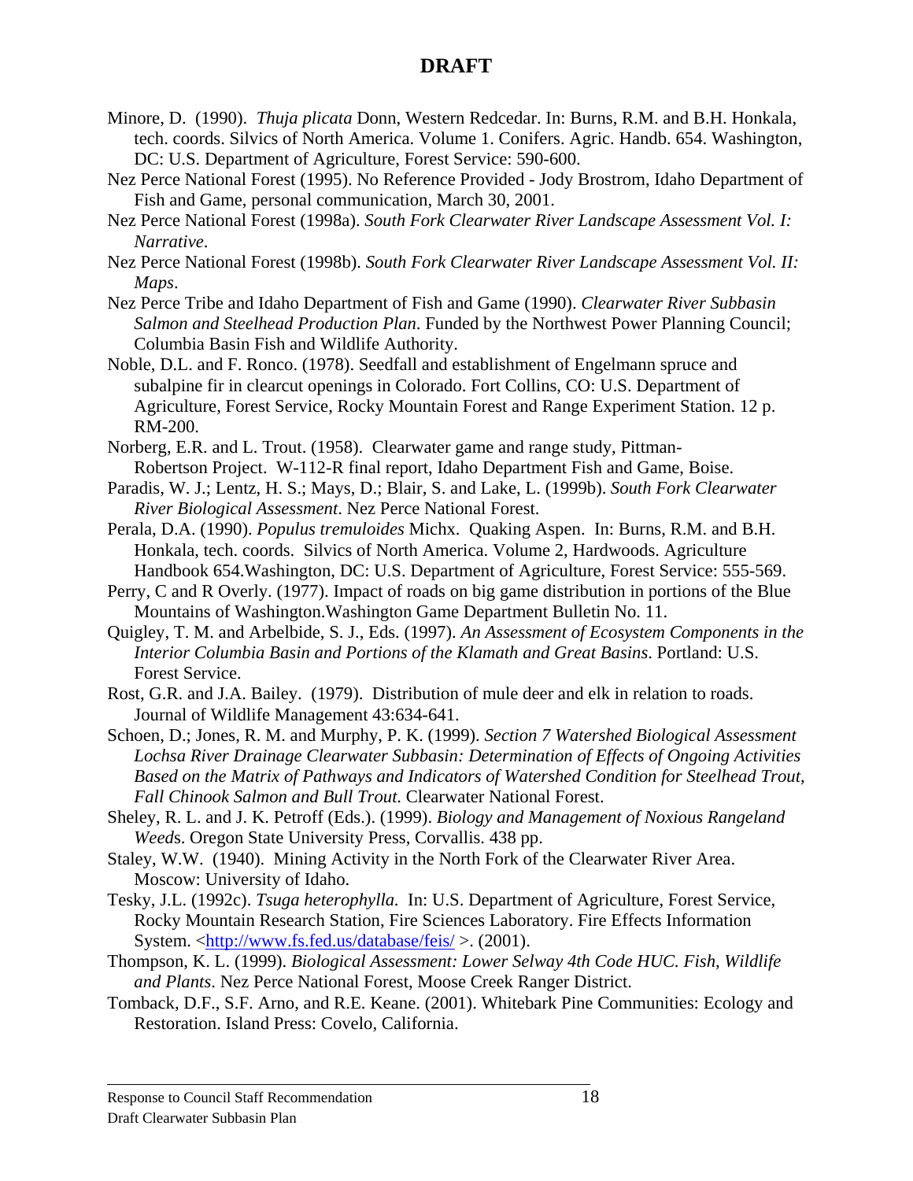Minore, D. (1990). *Thuja plicata* Donn, Western Redcedar. In: Burns, R.M. and B.H. Honkala, tech. coords. Silvics of North America. Volume 1. Conifers. Agric. Handb. 654. Washington, DC: U.S. Department of Agriculture, Forest Service: 590-600.

Nez Perce National Forest (1995). No Reference Provided - Jody Brostrom, Idaho Department of Fish and Game, personal communication, March 30, 2001.

Nez Perce National Forest (1998a). *South Fork Clearwater River Landscape Assessment Vol. I: Narrative*.

Nez Perce National Forest (1998b). *South Fork Clearwater River Landscape Assessment Vol. II: Maps*.

Nez Perce Tribe and Idaho Department of Fish and Game (1990). *Clearwater River Subbasin Salmon and Steelhead Production Plan*. Funded by the Northwest Power Planning Council; Columbia Basin Fish and Wildlife Authority.

Noble, D.L. and F. Ronco. (1978). Seedfall and establishment of Engelmann spruce and subalpine fir in clearcut openings in Colorado. Fort Collins, CO: U.S. Department of Agriculture, Forest Service, Rocky Mountain Forest and Range Experiment Station. 12 p. RM-200.

Norberg, E.R. and L. Trout. (1958). Clearwater game and range study, Pittman-Robertson Project. W-112-R final report, Idaho Department Fish and Game, Boise.

Paradis, W. J.; Lentz, H. S.; Mays, D.; Blair, S. and Lake, L. (1999b). *South Fork Clearwater River Biological Assessment*. Nez Perce National Forest.

Perala, D.A. (1990). *Populus tremuloides* Michx. Quaking Aspen. In: Burns, R.M. and B.H. Honkala, tech. coords. Silvics of North America. Volume 2, Hardwoods. Agriculture Handbook 654.Washington, DC: U.S. Department of Agriculture, Forest Service: 555-569.

Perry, C and R Overly. (1977). Impact of roads on big game distribution in portions of the Blue Mountains of Washington.Washington Game Department Bulletin No. 11.

Quigley, T. M. and Arbelbide, S. J., Eds. (1997). *An Assessment of Ecosystem Components in the Interior Columbia Basin and Portions of the Klamath and Great Basins*. Portland: U.S. Forest Service.

Rost, G.R. and J.A. Bailey. (1979). Distribution of mule deer and elk in relation to roads. Journal of Wildlife Management 43:634-641.

Schoen, D.; Jones, R. M. and Murphy, P. K. (1999). *Section 7 Watershed Biological Assessment Lochsa River Drainage Clearwater Subbasin: Determination of Effects of Ongoing Activities Based on the Matrix of Pathways and Indicators of Watershed Condition for Steelhead Trout, Fall Chinook Salmon and Bull Trout*. Clearwater National Forest.

Sheley, R. L. and J. K. Petroff (Eds.). (1999). *Biology and Management of Noxious Rangeland Weeds*. Oregon State University Press, Corvallis. 438 pp.

Staley, W.W. (1940). Mining Activity in the North Fork of the Clearwater River Area. Moscow: University of Idaho.

Tesky, J.L. (1992c). *Tsuga heterophylla.* In: U.S. Department of Agriculture, Forest Service, Rocky Mountain Research Station, Fire Sciences Laboratory. Fire Effects Information System. <http://www.fs.fed.us/database/feis/ >. (2001).

Thompson, K. L. (1999). *Biological Assessment: Lower Selway 4th Code HUC. Fish, Wildlife and Plants*. Nez Perce National Forest, Moose Creek Ranger District.

Tomback, D.F., S.F. Arno, and R.E. Keane. (2001). Whitebark Pine Communities: Ecology and Restoration. Island Press: Covelo, California.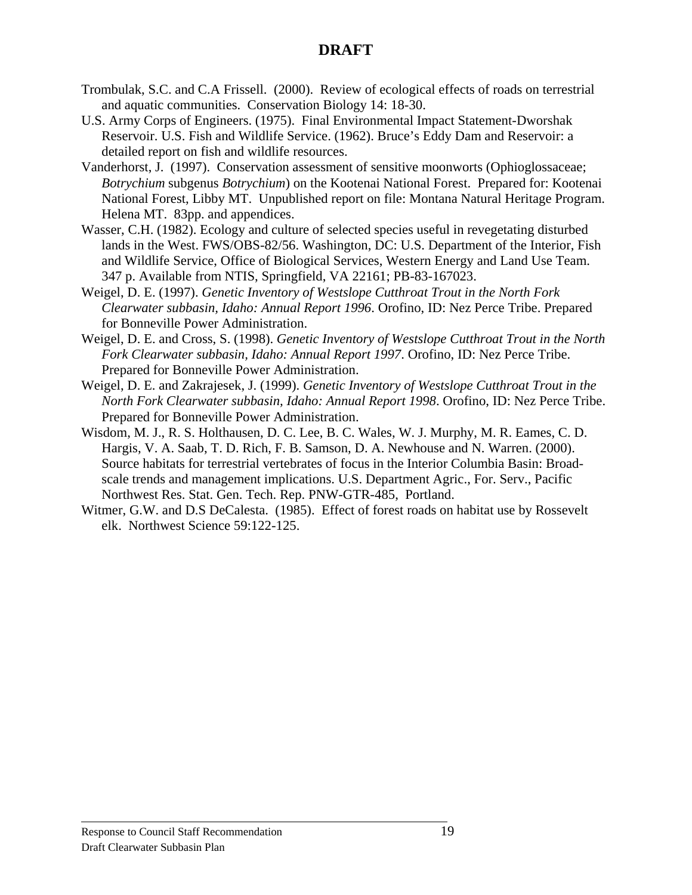Trombulak, S.C. and C.A Frissell. (2000). Review of ecological effects of roads on terrestrial and aquatic communities. Conservation Biology 14: 18-30.

U.S. Army Corps of Engineers. (1975). Final Environmental Impact Statement-Dworshak Reservoir. U.S. Fish and Wildlife Service. (1962). Bruce's Eddy Dam and Reservoir: a detailed report on fish and wildlife resources.

Vanderhorst, J. (1997). Conservation assessment of sensitive moonworts (Ophioglossaceae; *Botrychium* subgenus *Botrychium*) on the Kootenai National Forest. Prepared for: Kootenai National Forest, Libby MT. Unpublished report on file: Montana Natural Heritage Program. Helena MT. 83pp. and appendices.

Wasser, C.H. (1982). Ecology and culture of selected species useful in revegetating disturbed lands in the West. FWS/OBS-82/56. Washington, DC: U.S. Department of the Interior, Fish and Wildlife Service, Office of Biological Services, Western Energy and Land Use Team. 347 p. Available from NTIS, Springfield, VA 22161; PB-83-167023.

Weigel, D. E. (1997). *Genetic Inventory of Westslope Cutthroat Trout in the North Fork Clearwater subbasin, Idaho: Annual Report 1996*. Orofino, ID: Nez Perce Tribe. Prepared for Bonneville Power Administration.

Weigel, D. E. and Cross, S. (1998). *Genetic Inventory of Westslope Cutthroat Trout in the North Fork Clearwater subbasin, Idaho: Annual Report 1997*. Orofino, ID: Nez Perce Tribe. Prepared for Bonneville Power Administration.

Weigel, D. E. and Zakrajesek, J. (1999). *Genetic Inventory of Westslope Cutthroat Trout in the North Fork Clearwater subbasin, Idaho: Annual Report 1998*. Orofino, ID: Nez Perce Tribe. Prepared for Bonneville Power Administration.

Wisdom, M. J., R. S. Holthausen, D. C. Lee, B. C. Wales, W. J. Murphy, M. R. Eames, C. D. Hargis, V. A. Saab, T. D. Rich, F. B. Samson, D. A. Newhouse and N. Warren. (2000). Source habitats for terrestrial vertebrates of focus in the Interior Columbia Basin: Broad-scale trends and management implications. U.S. Department Agric., For. Serv., Pacific Northwest Res. Stat. Gen. Tech. Rep. PNW-GTR-485, Portland.

Witmer, G.W. and D.S DeCalesta. (1985). Effect of forest roads on habitat use by Rossevelt elk. Northwest Science 59:122-125.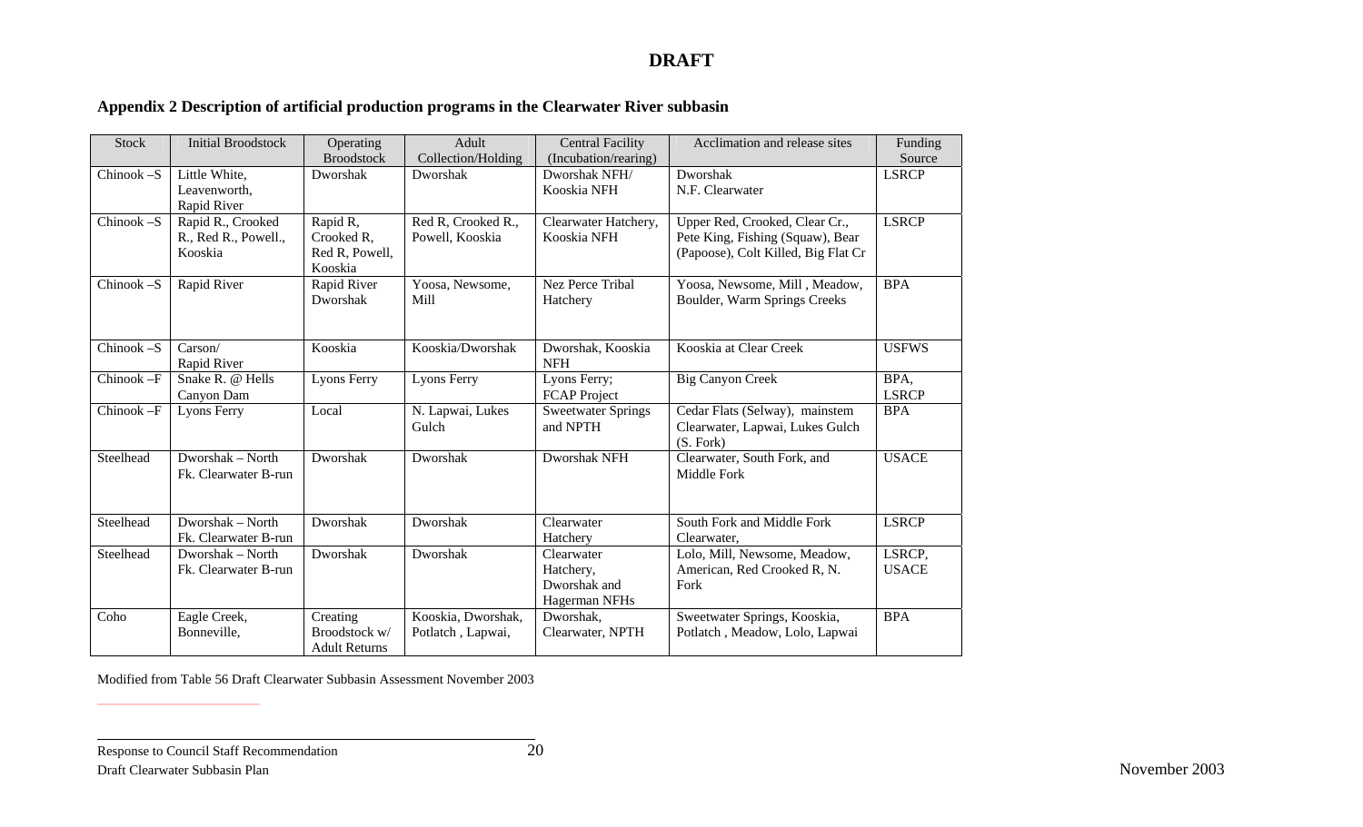**DRAFT**

## Appendix 2 Description of artificial production programs in the Clearwater River subbasin

| Stock | Initial Broodstock | Operating Broodstock | Adult Collection/Holding | Central Facility (Incubation/rearing) | Acclimation and release sites | Funding Source |
|---|---|---|---|---|---|---|
| Chinook –S | Little White, Leavenworth, Rapid River | Dworshak | Dworshak | Dworshak NFH/ Kooskia NFH | Dworshak N.F. Clearwater | LSRCP |
| Chinook –S | Rapid R., Crooked R., Red R., Powell., Kooskia | Rapid R, Crooked R, Red R, Powell, Kooskia | Red R, Crooked R., Powell, Kooskia | Clearwater Hatchery, Kooskia NFH | Upper Red, Crooked, Clear Cr., Pete King, Fishing (Squaw), Bear (Papoose), Colt Killed, Big Flat Cr | LSRCP |
| Chinook –S | Rapid River | Rapid River Dworshak | Yoosa, Newsome, Mill | Nez Perce Tribal Hatchery | Yoosa, Newsome, Mill , Meadow, Boulder, Warm Springs Creeks | BPA |
| Chinook –S | Carson/ Rapid River | Kooskia | Kooskia/Dworshak | Dworshak, Kooskia NFH | Kooskia at Clear Creek | USFWS |
| Chinook –F | Snake R. @ Hells Canyon Dam | Lyons Ferry | Lyons Ferry | Lyons Ferry; FCAP Project | Big Canyon Creek | BPA, LSRCP |
| Chinook –F | Lyons Ferry | Local | N. Lapwai, Lukes Gulch | Sweetwater Springs and NPTH | Cedar Flats (Selway), mainstem Clearwater, Lapwai, Lukes Gulch (S. Fork) | BPA |
| Steelhead | Dworshak – North Fk. Clearwater B-run | Dworshak | Dworshak | Dworshak NFH | Clearwater, South Fork, and Middle Fork | USACE |
| Steelhead | Dworshak – North Fk. Clearwater B-run | Dworshak | Dworshak | Clearwater Hatchery | South Fork and Middle Fork Clearwater, | LSRCP |
| Steelhead | Dworshak – North Fk. Clearwater B-run | Dworshak | Dworshak | Clearwater Hatchery, Dworshak and Hagerman NFHs | Lolo, Mill, Newsome, Meadow, American, Red Crooked R, N. Fork | LSRCP, USACE |
| Coho | Eagle Creek, Bonneville, | Creating Broodstock w/ Adult Returns | Kooskia, Dworshak, Potlatch , Lapwai, | Dworshak, Clearwater, NPTH | Sweetwater Springs, Kooskia, Potlatch , Meadow, Lolo, Lapwai | BPA |

Modified from Table 56 Draft Clearwater Subbasin Assessment November 2003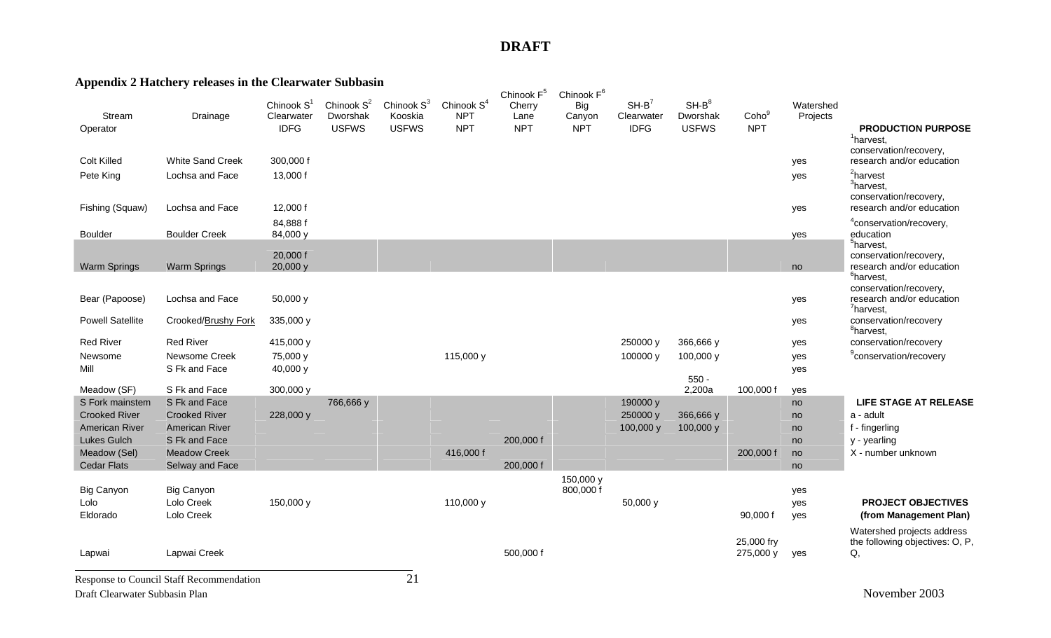**DRAFT**

## Appendix 2 Hatchery releases in the Clearwater Subbasin

| Stream | Drainage | Chinook S[1] Clearwater | Chinook S[2] Dworshak | Chinook S[3] Kooskia | Chinook S[4] NPT | Chinook F[5] Cherry Lane | Chinook F[6] Big Canyon | SH-B[7] Clearwater | SH-B[8] Dworshak | Coho[9] | Watershed Projects |
|---|---|---|---|---|---|---|---|---|---|---|---|
| Operator | | IDFG | USFWS | USFWS | NPT | NPT | NPT | IDFG | USFWS | NPT | |
| Colt Killed | White Sand Creek | 300,000 f | | | | | | | | | yes |
| Pete King | Lochsa and Face | 13,000 f | | | | | | | | | yes |
| Fishing (Squaw) | Lochsa and Face | 12,000 f | | | | | | | | | yes |
| Boulder | Boulder Creek | 84,888 f 84,000 y | | | | | | | | | yes |
| Warm Springs | Warm Springs | 20,000 f 20,000 y | | | | | | | | | no |
| Bear (Papoose) | Lochsa and Face | 50,000 y | | | | | | | | | yes |
| Powell Satellite | Crooked/Brushy Fork | 335,000 y | | | | | | | | | yes |
| Red River | Red River | 415,000 y | | | | | | 250000 y | 366,666 y | | yes |
| Newsome | Newsome Creek | 75,000 y | | | 115,000 y | | | 100000 y | 100,000 y | | yes |
| Mill | S Fk and Face | 40,000 y | | | | | | | | | yes |
| Meadow (SF) | S Fk and Face | 300,000 y | | | | | | | 550 - 2,200a | 100,000 f | yes |
| S Fork mainstem | S Fk and Face | | 766,666 y | | | | | 190000 y | | | no |
| Crooked River | Crooked River | 228,000 y | | | | | | 250000 y | 366,666 y | | no |
| American River | American River | | | | | | | 100,000 y | 100,000 y | | no |
| Lukes Gulch | S Fk and Face | | | | | 200,000 f | | | | | no |
| Meadow (Sel) | Meadow Creek | | | | 416,000 f | | | | | 200,000 f | no |
| Cedar Flats | Selway and Face | | | | | 200,000 f | | | | | no |
| Big Canyon | Big Canyon | | | | | | 150,000 y 800,000 f | | | | yes |
| Lolo | Lolo Creek | 150,000 y | | | 110,000 y | | | 50,000 y | | | yes |
| Eldorado | Lolo Creek | | | | | | | | | 90,000 f | yes |
| Lapwai | Lapwai Creek | | | | | 500,000 f | | | | 25,000 fry 275,000 y | yes |

**PRODUCTION PURPOSE**

[1]harvest, conservation/recovery, research and/or education
[2]harvest
[3]harvest, conservation/recovery, research and/or education
[4]conservation/recovery, education
[5]harvest, conservation/recovery, research and/or education
[6]harvest, conservation/recovery, research and/or education
[7]harvest, conservation/recovery
[8]harvest, conservation/recovery
[9]conservation/recovery

**LIFE STAGE AT RELEASE**

a - adult
f - fingerling
y - yearling
X - number unknown

**PROJECT OBJECTIVES (from Management Plan)**

Watershed projects address the following objectives: O, P, Q,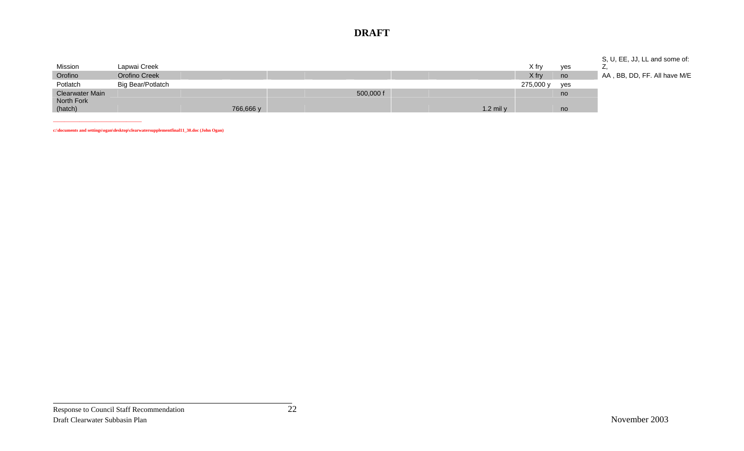| | | | | | | | | | |
|---|---|---|---|---|---|---|---|---|---|
| Mission | Lapwai Creek | | | | | | X fry | yes | S, U, EE, JJ, LL and some of: Z, AA , BB, DD, FF. All have M/E |
| Orofino | Orofino Creek | | | | | | X fry | no | |
| Potlatch | Big Bear/Potlatch | | | | | | 275,000 y | yes | |
| Clearwater Main | | | | 500,000 f | | | | no | |
| North Fork (hatch) | | 766,666 y | | | | 1.2 mil y | | no | |

**c:\documents and settings\ogan\desktop\clearwatersupplementfinal11_30.doc (John Ogan)**